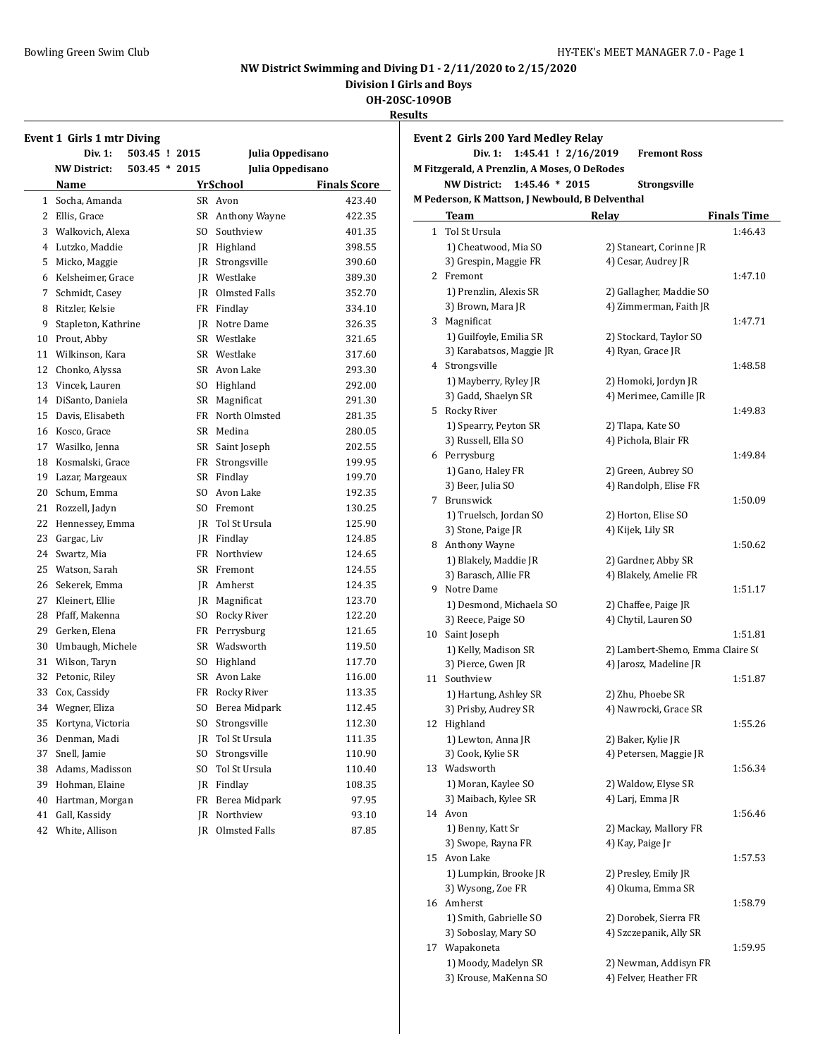# NW District Swimming and Diving D1 - 2/11/2020 to 2/15/2020

## Division I Girls and Boys

**OH-20SC-109OB**

**Results**

### Event 1 Girls 1 mtr Diving

| | | | |
|---|---|---|---|
| Div. 1: | 503.45 ! 2015 | Julia Oppedisano | |
| NW District: | 503.45 * 2015 | Julia Oppedisano | |

| | Name | Yr | School | Finals Score |
|---|---|---|---|---|
| 1 | Socha, Amanda | SR | Avon | 423.40 |
| 2 | Ellis, Grace | SR | Anthony Wayne | 422.35 |
| 3 | Walkovich, Alexa | SO | Southview | 401.35 |
| 4 | Lutzko, Maddie | JR | Highland | 398.55 |
| 5 | Micko, Maggie | JR | Strongsville | 390.60 |
| 6 | Kelsheimer, Grace | JR | Westlake | 389.30 |
| 7 | Schmidt, Casey | JR | Olmsted Falls | 352.70 |
| 8 | Ritzler, Kelsie | FR | Findlay | 334.10 |
| 9 | Stapleton, Kathrine | JR | Notre Dame | 326.35 |
| 10 | Prout, Abby | SR | Westlake | 321.65 |
| 11 | Wilkinson, Kara | SR | Westlake | 317.60 |
| 12 | Chonko, Alyssa | SR | Avon Lake | 293.30 |
| 13 | Vincek, Lauren | SO | Highland | 292.00 |
| 14 | DiSanto, Daniela | SR | Magnificat | 291.30 |
| 15 | Davis, Elisabeth | FR | North Olmsted | 281.35 |
| 16 | Kosco, Grace | SR | Medina | 280.05 |
| 17 | Wasilko, Jenna | SR | Saint Joseph | 202.55 |
| 18 | Kosmalski, Grace | FR | Strongsville | 199.95 |
| 19 | Lazar, Margeaux | SR | Findlay | 199.70 |
| 20 | Schum, Emma | SO | Avon Lake | 192.35 |
| 21 | Rozzell, Jadyn | SO | Fremont | 130.25 |
| 22 | Hennessey, Emma | JR | Tol St Ursula | 125.90 |
| 23 | Gargac, Liv | JR | Findlay | 124.85 |
| 24 | Swartz, Mia | FR | Northview | 124.65 |
| 25 | Watson, Sarah | SR | Fremont | 124.55 |
| 26 | Sekerek, Emma | JR | Amherst | 124.35 |
| 27 | Kleinert, Ellie | JR | Magnificat | 123.70 |
| 28 | Pfaff, Makenna | SO | Rocky River | 122.20 |
| 29 | Gerken, Elena | FR | Perrysburg | 121.65 |
| 30 | Umbaugh, Michele | SR | Wadsworth | 119.50 |
| 31 | Wilson, Taryn | SO | Highland | 117.70 |
| 32 | Petonic, Riley | SR | Avon Lake | 116.00 |
| 33 | Cox, Cassidy | FR | Rocky River | 113.35 |
| 34 | Wegner, Eliza | SO | Berea Midpark | 112.45 |
| 35 | Kortyna, Victoria | SO | Strongsville | 112.30 |
| 36 | Denman, Madi | JR | Tol St Ursula | 111.35 |
| 37 | Snell, Jamie | SO | Strongsville | 110.90 |
| 38 | Adams, Madisson | SO | Tol St Ursula | 110.40 |
| 39 | Hohman, Elaine | JR | Findlay | 108.35 |
| 40 | Hartman, Morgan | FR | Berea Midpark | 97.95 |
| 41 | Gall, Kassidy | JR | Northview | 93.10 |
| 42 | White, Allison | JR | Olmsted Falls | 87.85 |

### Event 2 Girls 200 Yard Medley Relay

Div. 1: 1:45.41 ! 2/16/2019 Fremont Ross
M Fitzgerald, A Prenzlin, A Moses, O DeRodes

NW District: 1:45.46 * 2015 Strongsville
M Pederson, K Mattson, J Newbould, B Delventhal

| | Team | Relay | Finals Time |
|---|---|---|---|
| 1 | Tol St Ursula | | 1:46.43 |
| | 1) Cheatwood, Mia SO | 2) Staneart, Corinne JR | |
| | 3) Grespin, Maggie FR | 4) Cesar, Audrey JR | |
| 2 | Fremont | | 1:47.10 |
| | 1) Prenzlin, Alexis SR | 2) Gallagher, Maddie SO | |
| | 3) Brown, Mara JR | 4) Zimmerman, Faith JR | |
| 3 | Magnificat | | 1:47.71 |
| | 1) Guilfoyle, Emilia SR | 2) Stockard, Taylor SO | |
| | 3) Karabatsos, Maggie JR | 4) Ryan, Grace JR | |
| 4 | Strongsville | | 1:48.58 |
| | 1) Mayberry, Ryley JR | 2) Homoki, Jordyn JR | |
| | 3) Gadd, Shaelyn SR | 4) Merimee, Camille JR | |
| 5 | Rocky River | | 1:49.83 |
| | 1) Spearry, Peyton SR | 2) Tlapa, Kate SO | |
| | 3) Russell, Ella SO | 4) Pichola, Blair FR | |
| 6 | Perrysburg | | 1:49.84 |
| | 1) Gano, Haley FR | 2) Green, Aubrey SO | |
| | 3) Beer, Julia SO | 4) Randolph, Elise FR | |
| 7 | Brunswick | | 1:50.09 |
| | 1) Truelsch, Jordan SO | 2) Horton, Elise SO | |
| | 3) Stone, Paige JR | 4) Kijek, Lily SR | |
| 8 | Anthony Wayne | | 1:50.62 |
| | 1) Blakely, Maddie JR | 2) Gardner, Abby SR | |
| | 3) Barasch, Allie FR | 4) Blakely, Amelie FR | |
| 9 | Notre Dame | | 1:51.17 |
| | 1) Desmond, Michaela SO | 2) Chaffee, Paige JR | |
| | 3) Reece, Paige SO | 4) Chytil, Lauren SO | |
| 10 | Saint Joseph | | 1:51.81 |
| | 1) Kelly, Madison SR | 2) Lambert-Shemo, Emma Claire S( | |
| | 3) Pierce, Gwen JR | 4) Jarosz, Madeline JR | |
| 11 | Southview | | 1:51.87 |
| | 1) Hartung, Ashley SR | 2) Zhu, Phoebe SR | |
| | 3) Prisby, Audrey SR | 4) Nawrocki, Grace SR | |
| 12 | Highland | | 1:55.26 |
| | 1) Lewton, Anna JR | 2) Baker, Kylie JR | |
| | 3) Cook, Kylie SR | 4) Petersen, Maggie JR | |
| 13 | Wadsworth | | 1:56.34 |
| | 1) Moran, Kaylee SO | 2) Waldow, Elyse SR | |
| | 3) Maibach, Kylee SR | 4) Larj, Emma JR | |
| 14 | Avon | | 1:56.46 |
| | 1) Benny, Katt Sr | 2) Mackay, Mallory FR | |
| | 3) Swope, Rayna FR | 4) Kay, Paige Jr | |
| 15 | Avon Lake | | 1:57.53 |
| | 1) Lumpkin, Brooke JR | 2) Presley, Emily JR | |
| | 3) Wysong, Zoe FR | 4) Okuma, Emma SR | |
| 16 | Amherst | | 1:58.79 |
| | 1) Smith, Gabrielle SO | 2) Dorobek, Sierra FR | |
| | 3) Soboslay, Mary SO | 4) Szczepanik, Ally SR | |
| 17 | Wapakoneta | | 1:59.95 |
| | 1) Moody, Madelyn SR | 2) Newman, Addisyn FR | |
| | 3) Krouse, MaKenna SO | 4) Felver, Heather FR | |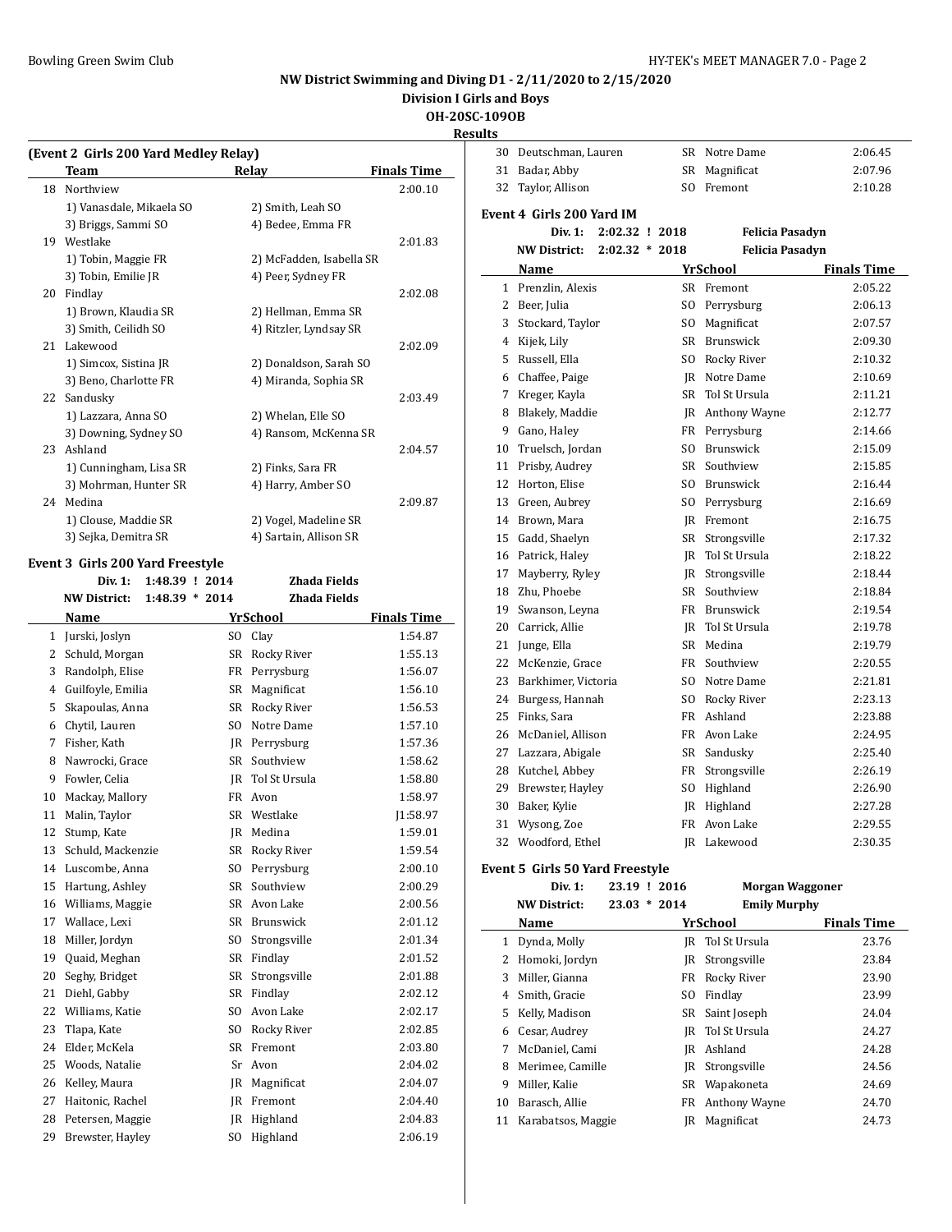## NW District Swimming and Diving D1 - 2/11/2020 to 2/15/2020

### Division I Girls and Boys

### OH-20SC-109OB

### Results

**(Event 2 Girls 200 Yard Medley Relay)**

| | Team | Relay | Finals Time |
|---|---|---|---|
| 18 | Northview | | 2:00.10 |
| | 1) Vanasdale, Mikaela SO | 2) Smith, Leah SO | |
| | 3) Briggs, Sammi SO | 4) Bedee, Emma FR | |
| 19 | Westlake | | 2:01.83 |
| | 1) Tobin, Maggie FR | 2) McFadden, Isabella SR | |
| | 3) Tobin, Emilie JR | 4) Peer, Sydney FR | |
| 20 | Findlay | | 2:02.08 |
| | 1) Brown, Klaudia SR | 2) Hellman, Emma SR | |
| | 3) Smith, Ceilidh SO | 4) Ritzler, Lyndsay SR | |
| 21 | Lakewood | | 2:02.09 |
| | 1) Simcox, Sistina JR | 2) Donaldson, Sarah SO | |
| | 3) Beno, Charlotte FR | 4) Miranda, Sophia SR | |
| 22 | Sandusky | | 2:03.49 |
| | 1) Lazzara, Anna SO | 2) Whelan, Elle SO | |
| | 3) Downing, Sydney SO | 4) Ransom, McKenna SR | |
| 23 | Ashland | | 2:04.57 |
| | 1) Cunningham, Lisa SR | 2) Finks, Sara FR | |
| | 3) Mohrman, Hunter SR | 4) Harry, Amber SO | |
| 24 | Medina | | 2:09.87 |
| | 1) Clouse, Maddie SR | 2) Vogel, Madeline SR | |
| | 3) Sejka, Demitra SR | 4) Sartain, Allison SR | |

**Event 3 Girls 200 Yard Freestyle**

Div. 1: 1:48.39 ! 2014 Zhada Fields
NW District: 1:48.39 * 2014 Zhada Fields

| | Name | Yr | School | Finals Time |
|---|---|---|---|---|
| 1 | Jurski, Joslyn | SO | Clay | 1:54.87 |
| 2 | Schuld, Morgan | SR | Rocky River | 1:55.13 |
| 3 | Randolph, Elise | FR | Perrysburg | 1:56.07 |
| 4 | Guilfoyle, Emilia | SR | Magnificat | 1:56.10 |
| 5 | Skapoulas, Anna | SR | Rocky River | 1:56.53 |
| 6 | Chytil, Lauren | SO | Notre Dame | 1:57.10 |
| 7 | Fisher, Kath | JR | Perrysburg | 1:57.36 |
| 8 | Nawrocki, Grace | SR | Southview | 1:58.62 |
| 9 | Fowler, Celia | JR | Tol St Ursula | 1:58.80 |
| 10 | Mackay, Mallory | FR | Avon | 1:58.97 |
| 11 | Malin, Taylor | SR | Westlake | J1:58.97 |
| 12 | Stump, Kate | JR | Medina | 1:59.01 |
| 13 | Schuld, Mackenzie | SR | Rocky River | 1:59.54 |
| 14 | Luscombe, Anna | SO | Perrysburg | 2:00.10 |
| 15 | Hartung, Ashley | SR | Southview | 2:00.29 |
| 16 | Williams, Maggie | SR | Avon Lake | 2:00.56 |
| 17 | Wallace, Lexi | SR | Brunswick | 2:01.12 |
| 18 | Miller, Jordyn | SO | Strongsville | 2:01.34 |
| 19 | Quaid, Meghan | SR | Findlay | 2:01.52 |
| 20 | Seghy, Bridget | SR | Strongsville | 2:01.88 |
| 21 | Diehl, Gabby | SR | Findlay | 2:02.12 |
| 22 | Williams, Katie | SO | Avon Lake | 2:02.17 |
| 23 | Tlapa, Kate | SO | Rocky River | 2:02.85 |
| 24 | Elder, McKela | SR | Fremont | 2:03.80 |
| 25 | Woods, Natalie | Sr | Avon | 2:04.02 |
| 26 | Kelley, Maura | JR | Magnificat | 2:04.07 |
| 27 | Haitonic, Rachel | JR | Fremont | 2:04.40 |
| 28 | Petersen, Maggie | JR | Highland | 2:04.83 |
| 29 | Brewster, Hayley | SO | Highland | 2:06.19 |
| 30 | Deutschman, Lauren | SR | Notre Dame | 2:06.45 |
| 31 | Badar, Abby | SR | Magnificat | 2:07.96 |
| 32 | Taylor, Allison | SO | Fremont | 2:10.28 |

**Event 4 Girls 200 Yard IM**

Div. 1: 2:02.32 ! 2018 Felicia Pasadyn
NW District: 2:02.32 * 2018 Felicia Pasadyn

| | Name | Yr | School | Finals Time |
|---|---|---|---|---|
| 1 | Prenzlin, Alexis | SR | Fremont | 2:05.22 |
| 2 | Beer, Julia | SO | Perrysburg | 2:06.13 |
| 3 | Stockard, Taylor | SO | Magnificat | 2:07.57 |
| 4 | Kijek, Lily | SR | Brunswick | 2:09.30 |
| 5 | Russell, Ella | SO | Rocky River | 2:10.32 |
| 6 | Chaffee, Paige | JR | Notre Dame | 2:10.69 |
| 7 | Kreger, Kayla | SR | Tol St Ursula | 2:11.21 |
| 8 | Blakely, Maddie | JR | Anthony Wayne | 2:12.77 |
| 9 | Gano, Haley | FR | Perrysburg | 2:14.66 |
| 10 | Truelsch, Jordan | SO | Brunswick | 2:15.09 |
| 11 | Prisby, Audrey | SR | Southview | 2:15.85 |
| 12 | Horton, Elise | SO | Brunswick | 2:16.44 |
| 13 | Green, Aubrey | SO | Perrysburg | 2:16.69 |
| 14 | Brown, Mara | JR | Fremont | 2:16.75 |
| 15 | Gadd, Shaelyn | SR | Strongsville | 2:17.32 |
| 16 | Patrick, Haley | JR | Tol St Ursula | 2:18.22 |
| 17 | Mayberry, Ryley | JR | Strongsville | 2:18.44 |
| 18 | Zhu, Phoebe | SR | Southview | 2:18.84 |
| 19 | Swanson, Leyna | FR | Brunswick | 2:19.54 |
| 20 | Carrick, Allie | JR | Tol St Ursula | 2:19.78 |
| 21 | Junge, Ella | SR | Medina | 2:19.79 |
| 22 | McKenzie, Grace | FR | Southview | 2:20.55 |
| 23 | Barkhimer, Victoria | SO | Notre Dame | 2:21.81 |
| 24 | Burgess, Hannah | SO | Rocky River | 2:23.13 |
| 25 | Finks, Sara | FR | Ashland | 2:23.88 |
| 26 | McDaniel, Allison | FR | Avon Lake | 2:24.95 |
| 27 | Lazzara, Abigale | SR | Sandusky | 2:25.40 |
| 28 | Kutchel, Abbey | FR | Strongsville | 2:26.19 |
| 29 | Brewster, Hayley | SO | Highland | 2:26.90 |
| 30 | Baker, Kylie | JR | Highland | 2:27.28 |
| 31 | Wysong, Zoe | FR | Avon Lake | 2:29.55 |
| 32 | Woodford, Ethel | JR | Lakewood | 2:30.35 |

**Event 5 Girls 50 Yard Freestyle**

Div. 1: 23.19 ! 2016 Morgan Waggoner
NW District: 23.03 * 2014 Emily Murphy

| | Name | Yr | School | Finals Time |
|---|---|---|---|---|
| 1 | Dynda, Molly | JR | Tol St Ursula | 23.76 |
| 2 | Homoki, Jordyn | JR | Strongsville | 23.84 |
| 3 | Miller, Gianna | FR | Rocky River | 23.90 |
| 4 | Smith, Gracie | SO | Findlay | 23.99 |
| 5 | Kelly, Madison | SR | Saint Joseph | 24.04 |
| 6 | Cesar, Audrey | JR | Tol St Ursula | 24.27 |
| 7 | McDaniel, Cami | JR | Ashland | 24.28 |
| 8 | Merimee, Camille | JR | Strongsville | 24.56 |
| 9 | Miller, Kalie | SR | Wapakoneta | 24.69 |
| 10 | Barasch, Allie | FR | Anthony Wayne | 24.70 |
| 11 | Karabatsos, Maggie | JR | Magnificat | 24.73 |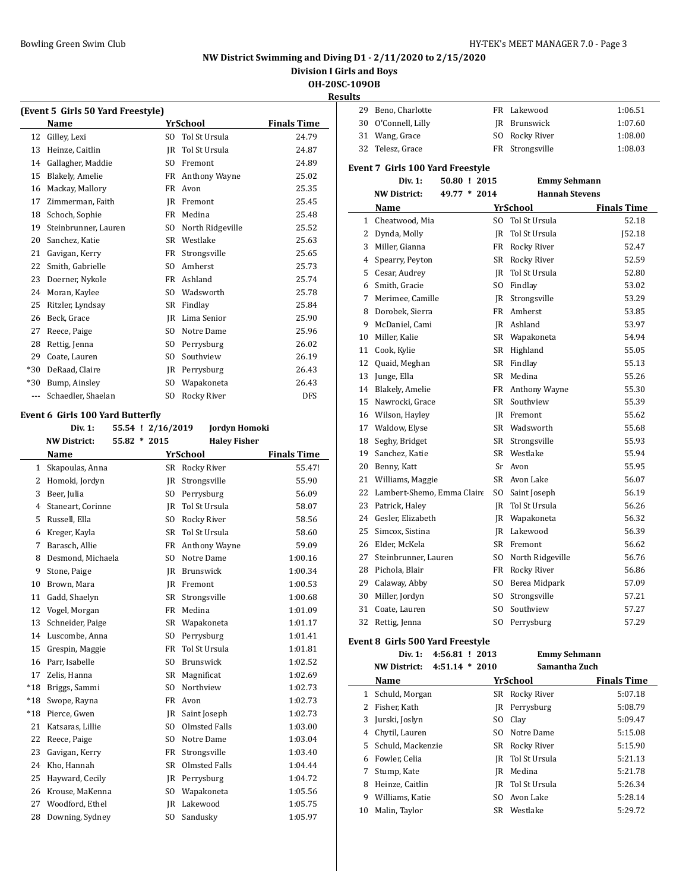**NW District Swimming and Diving D1 - 2/11/2020 to 2/15/2020**

**Division I Girls and Boys**

**OH-20SC-109OB**

**Results**

### (Event 5 Girls 50 Yard Freestyle)

| | Name | Yr | School | Finals Time |
|---|---|---|---|---|
| 12 | Gilley, Lexi | SO | Tol St Ursula | 24.79 |
| 13 | Heinze, Caitlin | JR | Tol St Ursula | 24.87 |
| 14 | Gallagher, Maddie | SO | Fremont | 24.89 |
| 15 | Blakely, Amelie | FR | Anthony Wayne | 25.02 |
| 16 | Mackay, Mallory | FR | Avon | 25.35 |
| 17 | Zimmerman, Faith | JR | Fremont | 25.45 |
| 18 | Schoch, Sophie | FR | Medina | 25.48 |
| 19 | Steinbrunner, Lauren | SO | North Ridgeville | 25.52 |
| 20 | Sanchez, Katie | SR | Westlake | 25.63 |
| 21 | Gavigan, Kerry | FR | Strongsville | 25.65 |
| 22 | Smith, Gabrielle | SO | Amherst | 25.73 |
| 23 | Doerner, Nykole | FR | Ashland | 25.74 |
| 24 | Moran, Kaylee | SO | Wadsworth | 25.78 |
| 25 | Ritzler, Lyndsay | SR | Findlay | 25.84 |
| 26 | Beck, Grace | JR | Lima Senior | 25.90 |
| 27 | Reece, Paige | SO | Notre Dame | 25.96 |
| 28 | Rettig, Jenna | SO | Perrysburg | 26.02 |
| 29 | Coate, Lauren | SO | Southview | 26.19 |
| *30 | DeRaad, Claire | JR | Perrysburg | 26.43 |
| *30 | Bump, Ainsley | SO | Wapakoneta | 26.43 |
| --- | Schaedler, Shaelan | SO | Rocky River | DFS |

### Event 6 Girls 100 Yard Butterfly

| | | | |
|---|---|---|---|
| Div. 1: | 55.54 ! 2/16/2019 | | Jordyn Homoki |
| NW District: | 55.82 * 2015 | | Haley Fisher |

| | Name | Yr | School | Finals Time |
|---|---|---|---|---|
| 1 | Skapoulas, Anna | SR | Rocky River | 55.47! |
| 2 | Homoki, Jordyn | JR | Strongsville | 55.90 |
| 3 | Beer, Julia | SO | Perrysburg | 56.09 |
| 4 | Staneart, Corinne | JR | Tol St Ursula | 58.07 |
| 5 | Russell, Ella | SO | Rocky River | 58.56 |
| 6 | Kreger, Kayla | SR | Tol St Ursula | 58.60 |
| 7 | Barasch, Allie | FR | Anthony Wayne | 59.09 |
| 8 | Desmond, Michaela | SO | Notre Dame | 1:00.16 |
| 9 | Stone, Paige | JR | Brunswick | 1:00.34 |
| 10 | Brown, Mara | JR | Fremont | 1:00.53 |
| 11 | Gadd, Shaelyn | SR | Strongsville | 1:00.68 |
| 12 | Vogel, Morgan | FR | Medina | 1:01.09 |
| 13 | Schneider, Paige | SR | Wapakoneta | 1:01.17 |
| 14 | Luscombe, Anna | SO | Perrysburg | 1:01.41 |
| 15 | Grespin, Maggie | FR | Tol St Ursula | 1:01.81 |
| 16 | Parr, Isabelle | SO | Brunswick | 1:02.52 |
| 17 | Zelis, Hanna | SR | Magnificat | 1:02.69 |
| *18 | Briggs, Sammi | SO | Northview | 1:02.73 |
| *18 | Swope, Rayna | FR | Avon | 1:02.73 |
| *18 | Pierce, Gwen | JR | Saint Joseph | 1:02.73 |
| 21 | Katsaras, Lillie | SO | Olmsted Falls | 1:03.00 |
| 22 | Reece, Paige | SO | Notre Dame | 1:03.04 |
| 23 | Gavigan, Kerry | FR | Strongsville | 1:03.40 |
| 24 | Kho, Hannah | SR | Olmsted Falls | 1:04.44 |
| 25 | Hayward, Cecily | JR | Perrysburg | 1:04.72 |
| 26 | Krouse, MaKenna | SO | Wapakoneta | 1:05.56 |
| 27 | Woodford, Ethel | JR | Lakewood | 1:05.75 |
| 28 | Downing, Sydney | SO | Sandusky | 1:05.97 |
| 29 | Beno, Charlotte | FR | Lakewood | 1:06.51 |
| 30 | O'Connell, Lilly | JR | Brunswick | 1:07.60 |
| 31 | Wang, Grace | SO | Rocky River | 1:08.00 |
| 32 | Telesz, Grace | FR | Strongsville | 1:08.03 |

### Event 7 Girls 100 Yard Freestyle

| | | | |
|---|---|---|---|
| Div. 1: | 50.80 ! 2015 | | Emmy Sehmann |
| NW District: | 49.77 * 2014 | | Hannah Stevens |

| | Name | Yr | School | Finals Time |
|---|---|---|---|---|
| 1 | Cheatwood, Mia | SO | Tol St Ursula | 52.18 |
| 2 | Dynda, Molly | JR | Tol St Ursula | J52.18 |
| 3 | Miller, Gianna | FR | Rocky River | 52.47 |
| 4 | Spearry, Peyton | SR | Rocky River | 52.59 |
| 5 | Cesar, Audrey | JR | Tol St Ursula | 52.80 |
| 6 | Smith, Gracie | SO | Findlay | 53.02 |
| 7 | Merimee, Camille | JR | Strongsville | 53.29 |
| 8 | Dorobek, Sierra | FR | Amherst | 53.85 |
| 9 | McDaniel, Cami | JR | Ashland | 53.97 |
| 10 | Miller, Kalie | SR | Wapakoneta | 54.94 |
| 11 | Cook, Kylie | SR | Highland | 55.05 |
| 12 | Quaid, Meghan | SR | Findlay | 55.13 |
| 13 | Junge, Ella | SR | Medina | 55.26 |
| 14 | Blakely, Amelie | FR | Anthony Wayne | 55.30 |
| 15 | Nawrocki, Grace | SR | Southview | 55.39 |
| 16 | Wilson, Hayley | JR | Fremont | 55.62 |
| 17 | Waldow, Elyse | SR | Wadsworth | 55.68 |
| 18 | Seghy, Bridget | SR | Strongsville | 55.93 |
| 19 | Sanchez, Katie | SR | Westlake | 55.94 |
| 20 | Benny, Katt | Sr | Avon | 55.95 |
| 21 | Williams, Maggie | SR | Avon Lake | 56.07 |
| 22 | Lambert-Shemo, Emma Claire | SO | Saint Joseph | 56.19 |
| 23 | Patrick, Haley | JR | Tol St Ursula | 56.26 |
| 24 | Gesler, Elizabeth | JR | Wapakoneta | 56.32 |
| 25 | Simcox, Sistina | JR | Lakewood | 56.39 |
| 26 | Elder, McKela | SR | Fremont | 56.62 |
| 27 | Steinbrunner, Lauren | SO | North Ridgeville | 56.76 |
| 28 | Pichola, Blair | FR | Rocky River | 56.86 |
| 29 | Calaway, Abby | SO | Berea Midpark | 57.09 |
| 30 | Miller, Jordyn | SO | Strongsville | 57.21 |
| 31 | Coate, Lauren | SO | Southview | 57.27 |
| 32 | Rettig, Jenna | SO | Perrysburg | 57.29 |

### Event 8 Girls 500 Yard Freestyle

| | | | |
|---|---|---|---|
| Div. 1: | 4:56.81 ! 2013 | | Emmy Sehmann |
| NW District: | 4:51.14 * 2010 | | Samantha Zuch |

| | Name | Yr | School | Finals Time |
|---|---|---|---|---|
| 1 | Schuld, Morgan | SR | Rocky River | 5:07.18 |
| 2 | Fisher, Kath | JR | Perrysburg | 5:08.79 |
| 3 | Jurski, Joslyn | SO | Clay | 5:09.47 |
| 4 | Chytil, Lauren | SO | Notre Dame | 5:15.08 |
| 5 | Schuld, Mackenzie | SR | Rocky River | 5:15.90 |
| 6 | Fowler, Celia | JR | Tol St Ursula | 5:21.13 |
| 7 | Stump, Kate | JR | Medina | 5:21.78 |
| 8 | Heinze, Caitlin | JR | Tol St Ursula | 5:26.34 |
| 9 | Williams, Katie | SO | Avon Lake | 5:28.14 |
| 10 | Malin, Taylor | SR | Westlake | 5:29.72 |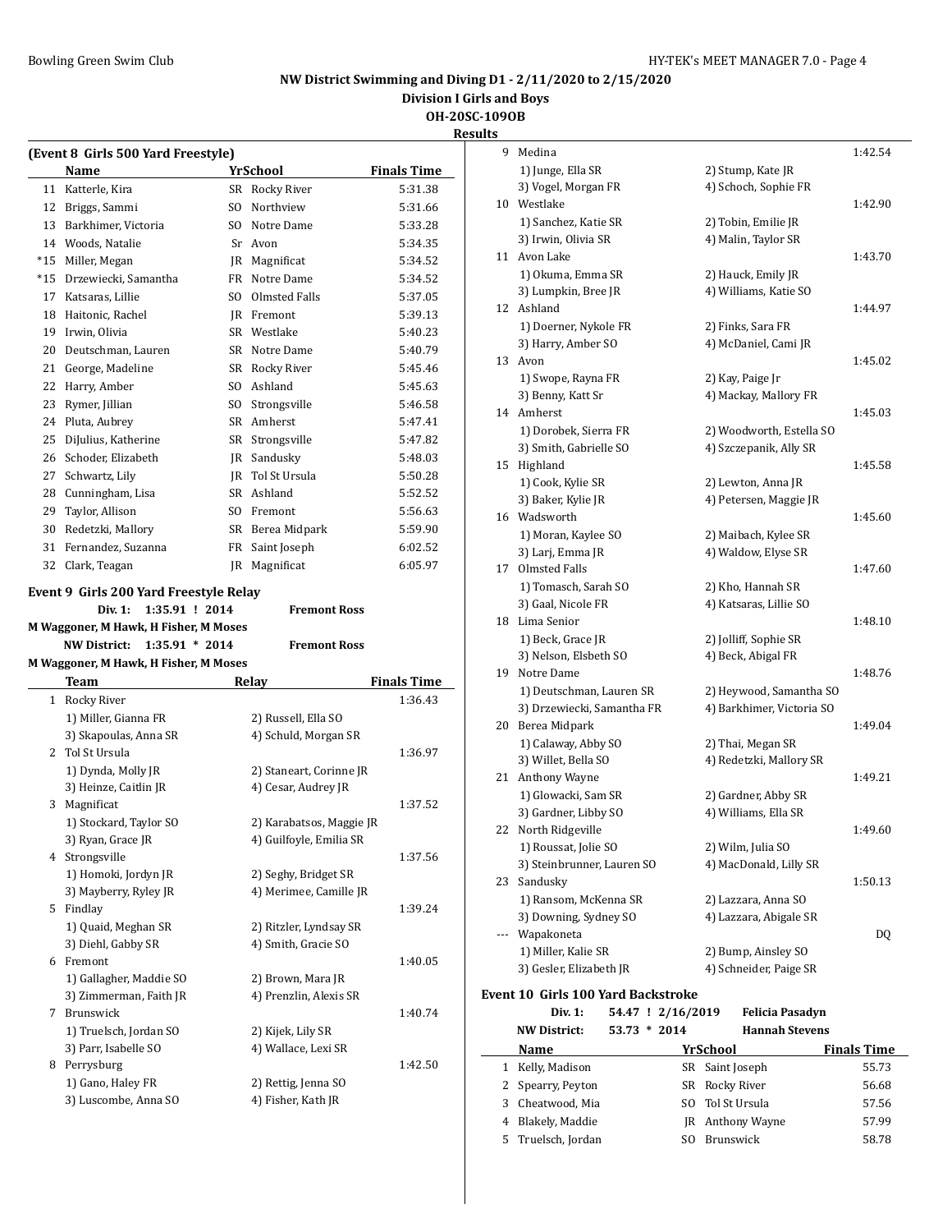NW District Swimming and Diving D1 - 2/11/2020 to 2/15/2020

Division I Girls and Boys

OH-20SC-109OB

Results

**(Event 8 Girls 500 Yard Freestyle)**

| | Name | Yr | School | Finals Time |
|---|---|---|---|---|
| 11 | Katterle, Kira | SR | Rocky River | 5:31.38 |
| 12 | Briggs, Sammi | SO | Northview | 5:31.66 |
| 13 | Barkhimer, Victoria | SO | Notre Dame | 5:33.28 |
| 14 | Woods, Natalie | Sr | Avon | 5:34.35 |
| *15 | Miller, Megan | JR | Magnificat | 5:34.52 |
| *15 | Drzewiecki, Samantha | FR | Notre Dame | 5:34.52 |
| 17 | Katsaras, Lillie | SO | Olmsted Falls | 5:37.05 |
| 18 | Haitonic, Rachel | JR | Fremont | 5:39.13 |
| 19 | Irwin, Olivia | SR | Westlake | 5:40.23 |
| 20 | Deutschman, Lauren | SR | Notre Dame | 5:40.79 |
| 21 | George, Madeline | SR | Rocky River | 5:45.46 |
| 22 | Harry, Amber | SO | Ashland | 5:45.63 |
| 23 | Rymer, Jillian | SO | Strongsville | 5:46.58 |
| 24 | Pluta, Aubrey | SR | Amherst | 5:47.41 |
| 25 | DiJulius, Katherine | SR | Strongsville | 5:47.82 |
| 26 | Schoder, Elizabeth | JR | Sandusky | 5:48.03 |
| 27 | Schwartz, Lily | JR | Tol St Ursula | 5:50.28 |
| 28 | Cunningham, Lisa | SR | Ashland | 5:52.52 |
| 29 | Taylor, Allison | SO | Fremont | 5:56.63 |
| 30 | Redetzki, Mallory | SR | Berea Midpark | 5:59.90 |
| 31 | Fernandez, Suzanna | FR | Saint Joseph | 6:02.52 |
| 32 | Clark, Teagan | JR | Magnificat | 6:05.97 |

**Event 9 Girls 200 Yard Freestyle Relay**

Div. 1: 1:35.91 ! 2014 Fremont Ross
M Waggoner, M Hawk, H Fisher, M Moses

NW District: 1:35.91 * 2014 Fremont Ross
M Waggoner, M Hawk, H Fisher, M Moses

| | Team | Relay | | Finals Time |
|---|---|---|---|---|
| 1 | Rocky River | | | 1:36.43 |
| | 1) Miller, Gianna FR | 2) Russell, Ella SO | | |
| | 3) Skapoulas, Anna SR | 4) Schuld, Morgan SR | | |
| 2 | Tol St Ursula | | | 1:36.97 |
| | 1) Dynda, Molly JR | 2) Staneart, Corinne JR | | |
| | 3) Heinze, Caitlin JR | 4) Cesar, Audrey JR | | |
| 3 | Magnificat | | | 1:37.52 |
| | 1) Stockard, Taylor SO | 2) Karabatsos, Maggie JR | | |
| | 3) Ryan, Grace JR | 4) Guilfoyle, Emilia SR | | |
| 4 | Strongsville | | | 1:37.56 |
| | 1) Homoki, Jordyn JR | 2) Seghy, Bridget SR | | |
| | 3) Mayberry, Ryley JR | 4) Merimee, Camille JR | | |
| 5 | Findlay | | | 1:39.24 |
| | 1) Quaid, Meghan SR | 2) Ritzler, Lyndsay SR | | |
| | 3) Diehl, Gabby SR | 4) Smith, Gracie SO | | |
| 6 | Fremont | | | 1:40.05 |
| | 1) Gallagher, Maddie SO | 2) Brown, Mara JR | | |
| | 3) Zimmerman, Faith JR | 4) Prenzlin, Alexis SR | | |
| 7 | Brunswick | | | 1:40.74 |
| | 1) Truelsch, Jordan SO | 2) Kijek, Lily SR | | |
| | 3) Parr, Isabelle SO | 4) Wallace, Lexi SR | | |
| 8 | Perrysburg | | | 1:42.50 |
| | 1) Gano, Haley FR | 2) Rettig, Jenna SO | | |
| | 3) Luscombe, Anna SO | 4) Fisher, Kath JR | | |
| 9 | Medina | | | 1:42.54 |
| | 1) Junge, Ella SR | 2) Stump, Kate JR | | |
| | 3) Vogel, Morgan FR | 4) Schoch, Sophie FR | | |
| 10 | Westlake | | | 1:42.90 |
| | 1) Sanchez, Katie SR | 2) Tobin, Emilie JR | | |
| | 3) Irwin, Olivia SR | 4) Malin, Taylor SR | | |
| 11 | Avon Lake | | | 1:43.70 |
| | 1) Okuma, Emma SR | 2) Hauck, Emily JR | | |
| | 3) Lumpkin, Bree JR | 4) Williams, Katie SO | | |
| 12 | Ashland | | | 1:44.97 |
| | 1) Doerner, Nykole FR | 2) Finks, Sara FR | | |
| | 3) Harry, Amber SO | 4) McDaniel, Cami JR | | |
| 13 | Avon | | | 1:45.02 |
| | 1) Swope, Rayna FR | 2) Kay, Paige Jr | | |
| | 3) Benny, Katt Sr | 4) Mackay, Mallory FR | | |
| 14 | Amherst | | | 1:45.03 |
| | 1) Dorobek, Sierra FR | 2) Woodworth, Estella SO | | |
| | 3) Smith, Gabrielle SO | 4) Szczepanik, Ally SR | | |
| 15 | Highland | | | 1:45.58 |
| | 1) Cook, Kylie SR | 2) Lewton, Anna JR | | |
| | 3) Baker, Kylie JR | 4) Petersen, Maggie JR | | |
| 16 | Wadsworth | | | 1:45.60 |
| | 1) Moran, Kaylee SO | 2) Maibach, Kylee SR | | |
| | 3) Larj, Emma JR | 4) Waldow, Elyse SR | | |
| 17 | Olmsted Falls | | | 1:47.60 |
| | 1) Tomasch, Sarah SO | 2) Kho, Hannah SR | | |
| | 3) Gaal, Nicole FR | 4) Katsaras, Lillie SO | | |
| 18 | Lima Senior | | | 1:48.10 |
| | 1) Beck, Grace JR | 2) Jolliff, Sophie SR | | |
| | 3) Nelson, Elsbeth SO | 4) Beck, Abigal FR | | |
| 19 | Notre Dame | | | 1:48.76 |
| | 1) Deutschman, Lauren SR | 2) Heywood, Samantha SO | | |
| | 3) Drzewiecki, Samantha FR | 4) Barkhimer, Victoria SO | | |
| 20 | Berea Midpark | | | 1:49.04 |
| | 1) Calaway, Abby SO | 2) Thai, Megan SR | | |
| | 3) Willet, Bella SO | 4) Redetzki, Mallory SR | | |
| 21 | Anthony Wayne | | | 1:49.21 |
| | 1) Glowacki, Sam SR | 2) Gardner, Abby SR | | |
| | 3) Gardner, Libby SO | 4) Williams, Ella SR | | |
| 22 | North Ridgeville | | | 1:49.60 |
| | 1) Roussat, Jolie SO | 2) Wilm, Julia SO | | |
| | 3) Steinbrunner, Lauren SO | 4) MacDonald, Lilly SR | | |
| 23 | Sandusky | | | 1:50.13 |
| | 1) Ransom, McKenna SR | 2) Lazzara, Anna SO | | |
| | 3) Downing, Sydney SO | 4) Lazzara, Abigale SR | | |
| --- | Wapakoneta | | | DQ |
| | 1) Miller, Kalie SR | 2) Bump, Ainsley SO | | |
| | 3) Gesler, Elizabeth JR | 4) Schneider, Paige SR | | |

**Event 10 Girls 100 Yard Backstroke**

Div. 1: 54.47 ! 2/16/2019 Felicia Pasadyn

NW District: 53.73 * 2014 Hannah Stevens

| | Name | Yr | School | Finals Time |
|---|---|---|---|---|
| 1 | Kelly, Madison | SR | Saint Joseph | 55.73 |
| 2 | Spearry, Peyton | SR | Rocky River | 56.68 |
| 3 | Cheatwood, Mia | SO | Tol St Ursula | 57.56 |
| 4 | Blakely, Maddie | JR | Anthony Wayne | 57.99 |
| 5 | Truelsch, Jordan | SO | Brunswick | 58.78 |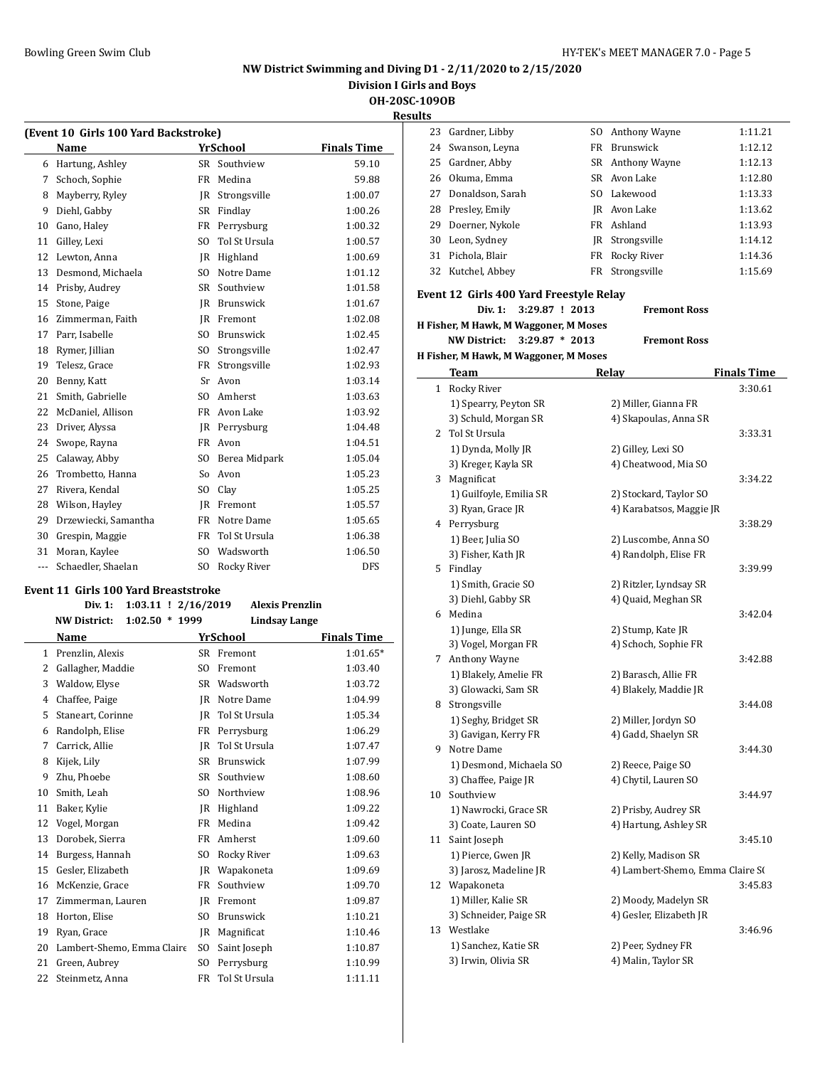# NW District Swimming and Diving D1 - 2/11/2020 to 2/15/2020

## Division I Girls and Boys

### OH-20SC-109OB

### Results

**(Event 10 Girls 100 Yard Backstroke)**

| | Name | Yr | School | Finals Time |
|---|---|---|---|---|
| 6 | Hartung, Ashley | SR | Southview | 59.10 |
| 7 | Schoch, Sophie | FR | Medina | 59.88 |
| 8 | Mayberry, Ryley | JR | Strongsville | 1:00.07 |
| 9 | Diehl, Gabby | SR | Findlay | 1:00.26 |
| 10 | Gano, Haley | FR | Perrysburg | 1:00.32 |
| 11 | Gilley, Lexi | SO | Tol St Ursula | 1:00.57 |
| 12 | Lewton, Anna | JR | Highland | 1:00.69 |
| 13 | Desmond, Michaela | SO | Notre Dame | 1:01.12 |
| 14 | Prisby, Audrey | SR | Southview | 1:01.58 |
| 15 | Stone, Paige | JR | Brunswick | 1:01.67 |
| 16 | Zimmerman, Faith | JR | Fremont | 1:02.08 |
| 17 | Parr, Isabelle | SO | Brunswick | 1:02.45 |
| 18 | Rymer, Jillian | SO | Strongsville | 1:02.47 |
| 19 | Telesz, Grace | FR | Strongsville | 1:02.93 |
| 20 | Benny, Katt | Sr | Avon | 1:03.14 |
| 21 | Smith, Gabrielle | SO | Amherst | 1:03.63 |
| 22 | McDaniel, Allison | FR | Avon Lake | 1:03.92 |
| 23 | Driver, Alyssa | JR | Perrysburg | 1:04.48 |
| 24 | Swope, Rayna | FR | Avon | 1:04.51 |
| 25 | Calaway, Abby | SO | Berea Midpark | 1:05.04 |
| 26 | Trombetto, Hanna | So | Avon | 1:05.23 |
| 27 | Rivera, Kendal | SO | Clay | 1:05.25 |
| 28 | Wilson, Hayley | JR | Fremont | 1:05.57 |
| 29 | Drzewiecki, Samantha | FR | Notre Dame | 1:05.65 |
| 30 | Grespin, Maggie | FR | Tol St Ursula | 1:06.38 |
| 31 | Moran, Kaylee | SO | Wadsworth | 1:06.50 |
| --- | Schaedler, Shaelan | SO | Rocky River | DFS |

**Event 11 Girls 100 Yard Breaststroke**

Div. 1: 1:03.11 ! 2/16/2019 Alexis Prenzlin
NW District: 1:02.50 * 1999 Lindsay Lange

| | Name | Yr | School | Finals Time |
|---|---|---|---|---|
| 1 | Prenzlin, Alexis | SR | Fremont | 1:01.65* |
| 2 | Gallagher, Maddie | SO | Fremont | 1:03.40 |
| 3 | Waldow, Elyse | SR | Wadsworth | 1:03.72 |
| 4 | Chaffee, Paige | JR | Notre Dame | 1:04.99 |
| 5 | Staneart, Corinne | JR | Tol St Ursula | 1:05.34 |
| 6 | Randolph, Elise | FR | Perrysburg | 1:06.29 |
| 7 | Carrick, Allie | JR | Tol St Ursula | 1:07.47 |
| 8 | Kijek, Lily | SR | Brunswick | 1:07.99 |
| 9 | Zhu, Phoebe | SR | Southview | 1:08.60 |
| 10 | Smith, Leah | SO | Northview | 1:08.96 |
| 11 | Baker, Kylie | JR | Highland | 1:09.22 |
| 12 | Vogel, Morgan | FR | Medina | 1:09.42 |
| 13 | Dorobek, Sierra | FR | Amherst | 1:09.60 |
| 14 | Burgess, Hannah | SO | Rocky River | 1:09.63 |
| 15 | Gesler, Elizabeth | JR | Wapakoneta | 1:09.69 |
| 16 | McKenzie, Grace | FR | Southview | 1:09.70 |
| 17 | Zimmerman, Lauren | JR | Fremont | 1:09.87 |
| 18 | Horton, Elise | SO | Brunswick | 1:10.21 |
| 19 | Ryan, Grace | JR | Magnificat | 1:10.46 |
| 20 | Lambert-Shemo, Emma Claire | SO | Saint Joseph | 1:10.87 |
| 21 | Green, Aubrey | SO | Perrysburg | 1:10.99 |
| 22 | Steinmetz, Anna | FR | Tol St Ursula | 1:11.11 |
| 23 | Gardner, Libby | SO | Anthony Wayne | 1:11.21 |
| 24 | Swanson, Leyna | FR | Brunswick | 1:12.12 |
| 25 | Gardner, Abby | SR | Anthony Wayne | 1:12.13 |
| 26 | Okuma, Emma | SR | Avon Lake | 1:12.80 |
| 27 | Donaldson, Sarah | SO | Lakewood | 1:13.33 |
| 28 | Presley, Emily | JR | Avon Lake | 1:13.62 |
| 29 | Doerner, Nykole | FR | Ashland | 1:13.93 |
| 30 | Leon, Sydney | JR | Strongsville | 1:14.12 |
| 31 | Pichola, Blair | FR | Rocky River | 1:14.36 |
| 32 | Kutchel, Abbey | FR | Strongsville | 1:15.69 |

**Event 12 Girls 400 Yard Freestyle Relay**

Div. 1: 3:29.87 ! 2013 Fremont Ross
H Fisher, M Hawk, M Waggoner, M Moses
NW District: 3:29.87 * 2013 Fremont Ross
H Fisher, M Hawk, M Waggoner, M Moses

| | Team | Relay | Finals Time |
|---|---|---|---|
| 1 | Rocky River | | 3:30.61 |
| | 1) Spearry, Peyton SR | 2) Miller, Gianna FR | |
| | 3) Schuld, Morgan SR | 4) Skapoulas, Anna SR | |
| 2 | Tol St Ursula | | 3:33.31 |
| | 1) Dynda, Molly JR | 2) Gilley, Lexi SO | |
| | 3) Kreger, Kayla SR | 4) Cheatwood, Mia SO | |
| 3 | Magnificat | | 3:34.22 |
| | 1) Guilfoyle, Emilia SR | 2) Stockard, Taylor SO | |
| | 3) Ryan, Grace JR | 4) Karabatsos, Maggie JR | |
| 4 | Perrysburg | | 3:38.29 |
| | 1) Beer, Julia SO | 2) Luscombe, Anna SO | |
| | 3) Fisher, Kath JR | 4) Randolph, Elise FR | |
| 5 | Findlay | | 3:39.99 |
| | 1) Smith, Gracie SO | 2) Ritzler, Lyndsay SR | |
| | 3) Diehl, Gabby SR | 4) Quaid, Meghan SR | |
| 6 | Medina | | 3:42.04 |
| | 1) Junge, Ella SR | 2) Stump, Kate JR | |
| | 3) Vogel, Morgan FR | 4) Schoch, Sophie FR | |
| 7 | Anthony Wayne | | 3:42.88 |
| | 1) Blakely, Amelie FR | 2) Barasch, Allie FR | |
| | 3) Glowacki, Sam SR | 4) Blakely, Maddie JR | |
| 8 | Strongsville | | 3:44.08 |
| | 1) Seghy, Bridget SR | 2) Miller, Jordyn SO | |
| | 3) Gavigan, Kerry FR | 4) Gadd, Shaelyn SR | |
| 9 | Notre Dame | | 3:44.30 |
| | 1) Desmond, Michaela SO | 2) Reece, Paige SO | |
| | 3) Chaffee, Paige JR | 4) Chytil, Lauren SO | |
| 10 | Southview | | 3:44.97 |
| | 1) Nawrocki, Grace SR | 2) Prisby, Audrey SR | |
| | 3) Coate, Lauren SO | 4) Hartung, Ashley SR | |
| 11 | Saint Joseph | | 3:45.10 |
| | 1) Pierce, Gwen JR | 2) Kelly, Madison SR | |
| | 3) Jarosz, Madeline JR | 4) Lambert-Shemo, Emma Claire S( | |
| 12 | Wapakoneta | | 3:45.83 |
| | 1) Miller, Kalie SR | 2) Moody, Madelyn SR | |
| | 3) Schneider, Paige SR | 4) Gesler, Elizabeth JR | |
| 13 | Westlake | | 3:46.96 |
| | 1) Sanchez, Katie SR | 2) Peer, Sydney FR | |
| | 3) Irwin, Olivia SR | 4) Malin, Taylor SR | |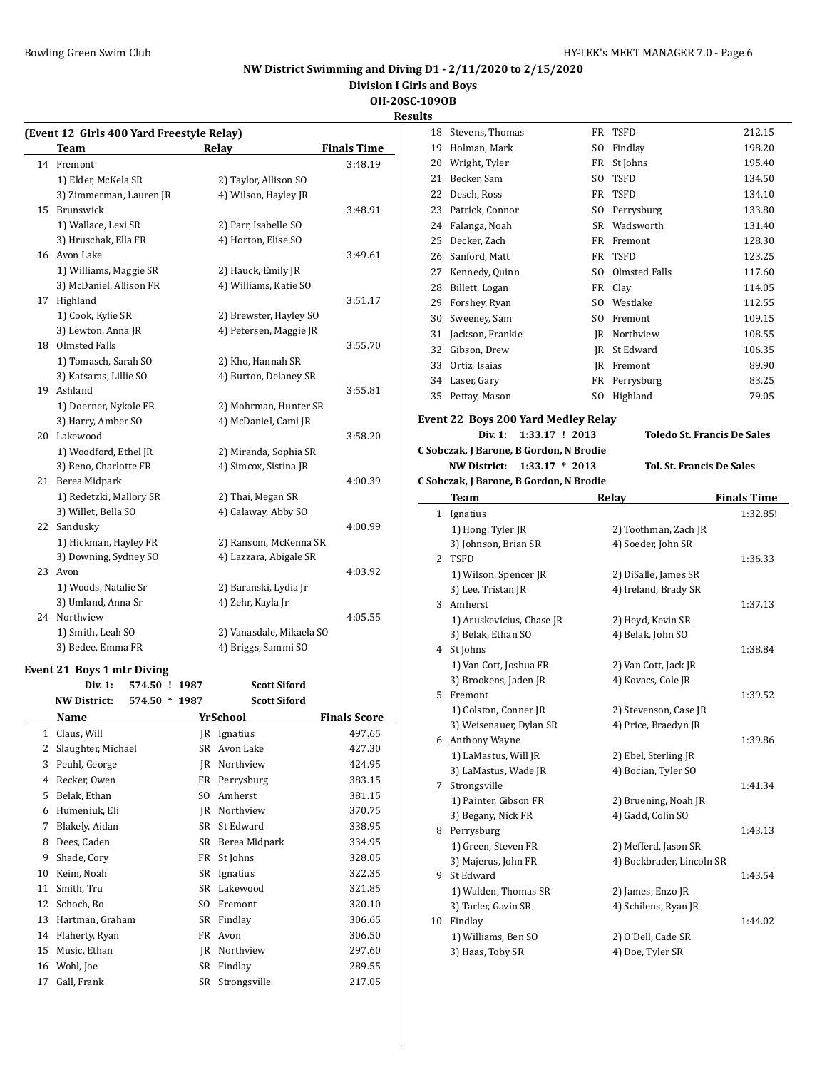NW District Swimming and Diving D1 - 2/11/2020 to 2/15/2020

Division I Girls and Boys

OH-20SC-109OB

Results

### (Event 12 Girls 400 Yard Freestyle Relay)

| | Team | Relay | Finals Time |
|---|---|---|---|
| 14 | Fremont | | 3:48.19 |
| | 1) Elder, McKela SR | 2) Taylor, Allison SO | |
| | 3) Zimmerman, Lauren JR | 4) Wilson, Hayley JR | |
| 15 | Brunswick | | 3:48.91 |
| | 1) Wallace, Lexi SR | 2) Parr, Isabelle SO | |
| | 3) Hruschak, Ella FR | 4) Horton, Elise SO | |
| 16 | Avon Lake | | 3:49.61 |
| | 1) Williams, Maggie SR | 2) Hauck, Emily JR | |
| | 3) McDaniel, Allison FR | 4) Williams, Katie SO | |
| 17 | Highland | | 3:51.17 |
| | 1) Cook, Kylie SR | 2) Brewster, Hayley SO | |
| | 3) Lewton, Anna JR | 4) Petersen, Maggie JR | |
| 18 | Olmsted Falls | | 3:55.70 |
| | 1) Tomasch, Sarah SO | 2) Kho, Hannah SR | |
| | 3) Katsaras, Lillie SO | 4) Burton, Delaney SR | |
| 19 | Ashland | | 3:55.81 |
| | 1) Doerner, Nykole FR | 2) Mohrman, Hunter SR | |
| | 3) Harry, Amber SO | 4) McDaniel, Cami JR | |
| 20 | Lakewood | | 3:58.20 |
| | 1) Woodford, Ethel JR | 2) Miranda, Sophia SR | |
| | 3) Beno, Charlotte FR | 4) Simcox, Sistina JR | |
| 21 | Berea Midpark | | 4:00.39 |
| | 1) Redetzki, Mallory SR | 2) Thai, Megan SR | |
| | 3) Willet, Bella SO | 4) Calaway, Abby SO | |
| 22 | Sandusky | | 4:00.99 |
| | 1) Hickman, Hayley FR | 2) Ransom, McKenna SR | |
| | 3) Downing, Sydney SO | 4) Lazzara, Abigale SR | |
| 23 | Avon | | 4:03.92 |
| | 1) Woods, Natalie Sr | 2) Baranski, Lydia Jr | |
| | 3) Umland, Anna Sr | 4) Zehr, Kayla Jr | |
| 24 | Northview | | 4:05.55 |
| | 1) Smith, Leah SO | 2) Vanasdale, Mikaela SO | |
| | 3) Bedee, Emma FR | 4) Briggs, Sammi SO | |

### Event 21 Boys 1 mtr Diving

Div. 1: 574.50 ! 1987 Scott Siford

NW District: 574.50 * 1987 Scott Siford

| | Name | Yr | School | Finals Score |
|---|---|---|---|---|
| 1 | Claus, Will | JR | Ignatius | 497.65 |
| 2 | Slaughter, Michael | SR | Avon Lake | 427.30 |
| 3 | Peuhl, George | JR | Northview | 424.95 |
| 4 | Recker, Owen | FR | Perrysburg | 383.15 |
| 5 | Belak, Ethan | SO | Amherst | 381.15 |
| 6 | Humeniuk, Eli | JR | Northview | 370.75 |
| 7 | Blakely, Aidan | SR | St Edward | 338.95 |
| 8 | Dees, Caden | SR | Berea Midpark | 334.95 |
| 9 | Shade, Cory | FR | St Johns | 328.05 |
| 10 | Keim, Noah | SR | Ignatius | 322.35 |
| 11 | Smith, Tru | SR | Lakewood | 321.85 |
| 12 | Schoch, Bo | SO | Fremont | 320.10 |
| 13 | Hartman, Graham | SR | Findlay | 306.65 |
| 14 | Flaherty, Ryan | FR | Avon | 306.50 |
| 15 | Music, Ethan | JR | Northview | 297.60 |
| 16 | Wohl, Joe | SR | Findlay | 289.55 |
| 17 | Gall, Frank | SR | Strongsville | 217.05 |
| 18 | Stevens, Thomas | FR | TSFD | 212.15 |
| 19 | Holman, Mark | SO | Findlay | 198.20 |
| 20 | Wright, Tyler | FR | St Johns | 195.40 |
| 21 | Becker, Sam | SO | TSFD | 134.50 |
| 22 | Desch, Ross | FR | TSFD | 134.10 |
| 23 | Patrick, Connor | SO | Perrysburg | 133.80 |
| 24 | Falanga, Noah | SR | Wadsworth | 131.40 |
| 25 | Decker, Zach | FR | Fremont | 128.30 |
| 26 | Sanford, Matt | FR | TSFD | 123.25 |
| 27 | Kennedy, Quinn | SO | Olmsted Falls | 117.60 |
| 28 | Billett, Logan | FR | Clay | 114.05 |
| 29 | Forshey, Ryan | SO | Westlake | 112.55 |
| 30 | Sweeney, Sam | SO | Fremont | 109.15 |
| 31 | Jackson, Frankie | JR | Northview | 108.55 |
| 32 | Gibson, Drew | JR | St Edward | 106.35 |
| 33 | Ortiz, Isaias | JR | Fremont | 89.90 |
| 34 | Laser, Gary | FR | Perrysburg | 83.25 |
| 35 | Pettay, Mason | SO | Highland | 79.05 |

### Event 22 Boys 200 Yard Medley Relay

Div. 1: 1:33.17 ! 2013 Toledo St. Francis De Sales

C Sobczak, J Barone, B Gordon, N Brodie

NW District: 1:33.17 * 2013 Tol. St. Francis De Sales

C Sobczak, J Barone, B Gordon, N Brodie

| | Team | Relay | Finals Time |
|---|---|---|---|
| 1 | Ignatius | | 1:32.85! |
| | 1) Hong, Tyler JR | 2) Toothman, Zach JR | |
| | 3) Johnson, Brian SR | 4) Soeder, John SR | |
| 2 | TSFD | | 1:36.33 |
| | 1) Wilson, Spencer JR | 2) DiSalle, James SR | |
| | 3) Lee, Tristan JR | 4) Ireland, Brady SR | |
| 3 | Amherst | | 1:37.13 |
| | 1) Aruskevicius, Chase JR | 2) Heyd, Kevin SR | |
| | 3) Belak, Ethan SO | 4) Belak, John SO | |
| 4 | St Johns | | 1:38.84 |
| | 1) Van Cott, Joshua FR | 2) Van Cott, Jack JR | |
| | 3) Brookens, Jaden JR | 4) Kovacs, Cole JR | |
| 5 | Fremont | | 1:39.52 |
| | 1) Colston, Conner JR | 2) Stevenson, Case JR | |
| | 3) Weisenauer, Dylan SR | 4) Price, Braedyn JR | |
| 6 | Anthony Wayne | | 1:39.86 |
| | 1) LaMastus, Will JR | 2) Ebel, Sterling JR | |
| | 3) LaMastus, Wade JR | 4) Bocian, Tyler SO | |
| 7 | Strongsville | | 1:41.34 |
| | 1) Painter, Gibson FR | 2) Bruening, Noah JR | |
| | 3) Begany, Nick FR | 4) Gadd, Colin SO | |
| 8 | Perrysburg | | 1:43.13 |
| | 1) Green, Steven FR | 2) Mefferd, Jason SR | |
| | 3) Majerus, John FR | 4) Bockbrader, Lincoln SR | |
| 9 | St Edward | | 1:43.54 |
| | 1) Walden, Thomas SR | 2) James, Enzo JR | |
| | 3) Tarler, Gavin SR | 4) Schilens, Ryan JR | |
| 10 | Findlay | | 1:44.02 |
| | 1) Williams, Ben SO | 2) O'Dell, Cade SR | |
| | 3) Haas, Toby SR | 4) Doe, Tyler SR | |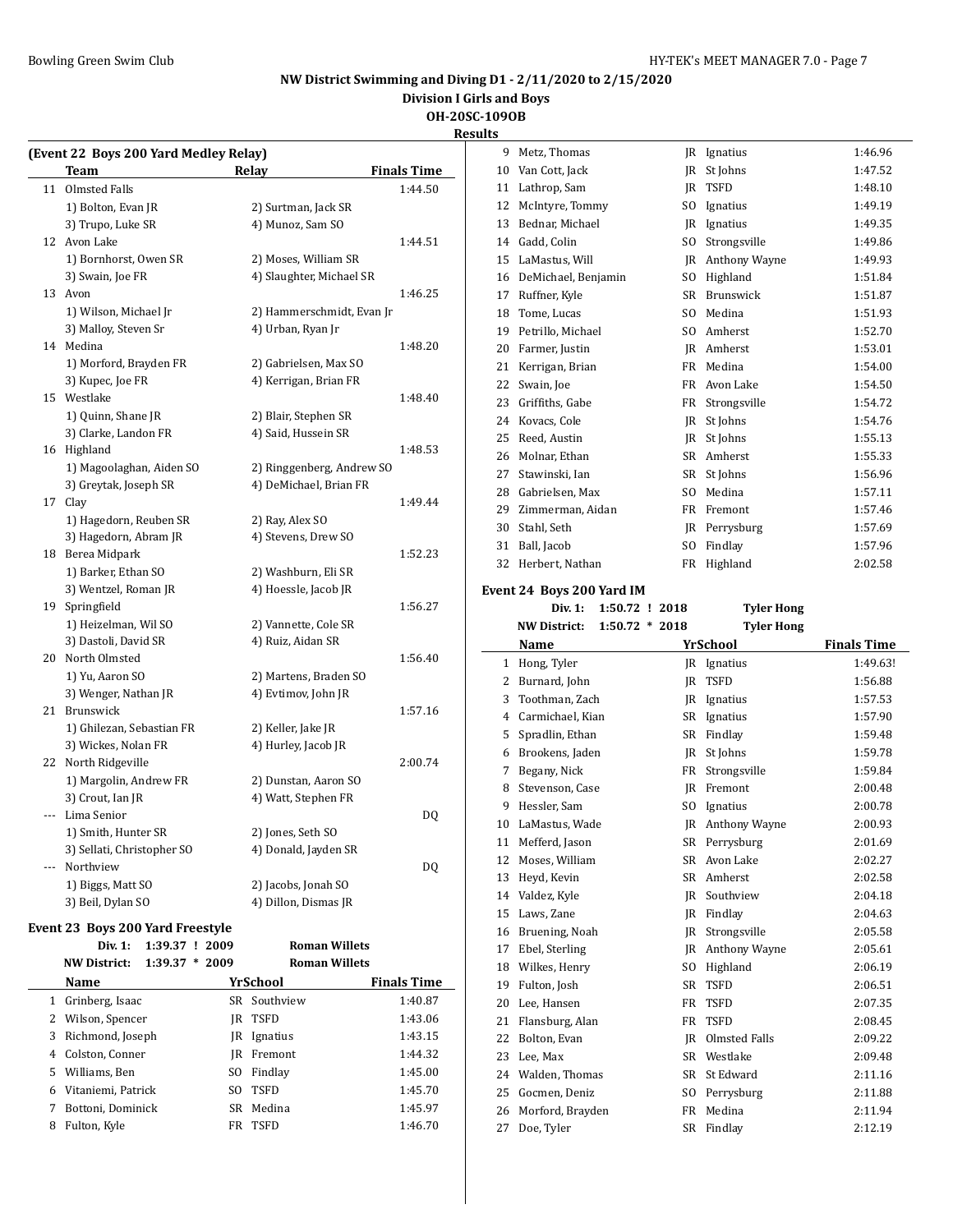# NW District Swimming and Diving D1 - 2/11/2020 to 2/15/2020

## Division I Girls and Boys

### OH-20SC-109OB

### Results

**(Event 22 Boys 200 Yard Medley Relay)**

| | Team | Relay | Finals Time |
|---|---|---|---|
| 11 | Olmsted Falls | | 1:44.50 |
| | 1) Bolton, Evan JR | 2) Surtman, Jack SR | |
| | 3) Trupo, Luke SR | 4) Munoz, Sam SO | |
| 12 | Avon Lake | | 1:44.51 |
| | 1) Bornhorst, Owen SR | 2) Moses, William SR | |
| | 3) Swain, Joe FR | 4) Slaughter, Michael SR | |
| 13 | Avon | | 1:46.25 |
| | 1) Wilson, Michael Jr | 2) Hammerschmidt, Evan Jr | |
| | 3) Malloy, Steven Sr | 4) Urban, Ryan Jr | |
| 14 | Medina | | 1:48.20 |
| | 1) Morford, Brayden FR | 2) Gabrielsen, Max SO | |
| | 3) Kupec, Joe FR | 4) Kerrigan, Brian FR | |
| 15 | Westlake | | 1:48.40 |
| | 1) Quinn, Shane JR | 2) Blair, Stephen SR | |
| | 3) Clarke, Landon FR | 4) Said, Hussein SR | |
| 16 | Highland | | 1:48.53 |
| | 1) Magoolaghan, Aiden SO | 2) Ringgenberg, Andrew SO | |
| | 3) Greytak, Joseph SR | 4) DeMichael, Brian FR | |
| 17 | Clay | | 1:49.44 |
| | 1) Hagedorn, Reuben SR | 2) Ray, Alex SO | |
| | 3) Hagedorn, Abram JR | 4) Stevens, Drew SO | |
| 18 | Berea Midpark | | 1:52.23 |
| | 1) Barker, Ethan SO | 2) Washburn, Eli SR | |
| | 3) Wentzel, Roman JR | 4) Hoessle, Jacob JR | |
| 19 | Springfield | | 1:56.27 |
| | 1) Heizelman, Wil SO | 2) Vannette, Cole SR | |
| | 3) Dastoli, David SR | 4) Ruiz, Aidan SR | |
| 20 | North Olmsted | | 1:56.40 |
| | 1) Yu, Aaron SO | 2) Martens, Braden SO | |
| | 3) Wenger, Nathan JR | 4) Evtimov, John JR | |
| 21 | Brunswick | | 1:57.16 |
| | 1) Ghilezan, Sebastian FR | 2) Keller, Jake JR | |
| | 3) Wickes, Nolan FR | 4) Hurley, Jacob JR | |
| 22 | North Ridgeville | | 2:00.74 |
| | 1) Margolin, Andrew FR | 2) Dunstan, Aaron SO | |
| | 3) Crout, Ian JR | 4) Watt, Stephen FR | |
| --- | Lima Senior | | DQ |
| | 1) Smith, Hunter SR | 2) Jones, Seth SO | |
| | 3) Sellati, Christopher SO | 4) Donald, Jayden SR | |
| --- | Northview | | DQ |
| | 1) Biggs, Matt SO | 2) Jacobs, Jonah SO | |
| | 3) Beil, Dylan SO | 4) Dillon, Dismas JR | |

**Event 23 Boys 200 Yard Freestyle**

Div. 1: 1:39.37 ! 2009 Roman Willets
NW District: 1:39.37 * 2009 Roman Willets

| | Name | Yr | School | Finals Time |
|---|---|---|---|---|
| 1 | Grinberg, Isaac | SR | Southview | 1:40.87 |
| 2 | Wilson, Spencer | JR | TSFD | 1:43.06 |
| 3 | Richmond, Joseph | JR | Ignatius | 1:43.15 |
| 4 | Colston, Conner | JR | Fremont | 1:44.32 |
| 5 | Williams, Ben | SO | Findlay | 1:45.00 |
| 6 | Vitaniemi, Patrick | SO | TSFD | 1:45.70 |
| 7 | Bottoni, Dominick | SR | Medina | 1:45.97 |
| 8 | Fulton, Kyle | FR | TSFD | 1:46.70 |
| 9 | Metz, Thomas | JR | Ignatius | 1:46.96 |
| 10 | Van Cott, Jack | JR | St Johns | 1:47.52 |
| 11 | Lathrop, Sam | JR | TSFD | 1:48.10 |
| 12 | McIntyre, Tommy | SO | Ignatius | 1:49.19 |
| 13 | Bednar, Michael | JR | Ignatius | 1:49.35 |
| 14 | Gadd, Colin | SO | Strongsville | 1:49.86 |
| 15 | LaMastus, Will | JR | Anthony Wayne | 1:49.93 |
| 16 | DeMichael, Benjamin | SO | Highland | 1:51.84 |
| 17 | Ruffner, Kyle | SR | Brunswick | 1:51.87 |
| 18 | Tome, Lucas | SO | Medina | 1:51.93 |
| 19 | Petrillo, Michael | SO | Amherst | 1:52.70 |
| 20 | Farmer, Justin | JR | Amherst | 1:53.01 |
| 21 | Kerrigan, Brian | FR | Medina | 1:54.00 |
| 22 | Swain, Joe | FR | Avon Lake | 1:54.50 |
| 23 | Griffiths, Gabe | FR | Strongsville | 1:54.72 |
| 24 | Kovacs, Cole | JR | St Johns | 1:54.76 |
| 25 | Reed, Austin | JR | St Johns | 1:55.13 |
| 26 | Molnar, Ethan | SR | Amherst | 1:55.33 |
| 27 | Stawinski, Ian | SR | St Johns | 1:56.96 |
| 28 | Gabrielsen, Max | SO | Medina | 1:57.11 |
| 29 | Zimmerman, Aidan | FR | Fremont | 1:57.46 |
| 30 | Stahl, Seth | JR | Perrysburg | 1:57.69 |
| 31 | Ball, Jacob | SO | Findlay | 1:57.96 |
| 32 | Herbert, Nathan | FR | Highland | 2:02.58 |

**Event 24 Boys 200 Yard IM**

Div. 1: 1:50.72 ! 2018 Tyler Hong
NW District: 1:50.72 * 2018 Tyler Hong

| | Name | Yr | School | Finals Time |
|---|---|---|---|---|
| 1 | Hong, Tyler | JR | Ignatius | 1:49.63! |
| 2 | Burnard, John | JR | TSFD | 1:56.88 |
| 3 | Toothman, Zach | JR | Ignatius | 1:57.53 |
| 4 | Carmichael, Kian | SR | Ignatius | 1:57.90 |
| 5 | Spradlin, Ethan | SR | Findlay | 1:59.48 |
| 6 | Brookens, Jaden | JR | St Johns | 1:59.78 |
| 7 | Begany, Nick | FR | Strongsville | 1:59.84 |
| 8 | Stevenson, Case | JR | Fremont | 2:00.48 |
| 9 | Hessler, Sam | SO | Ignatius | 2:00.78 |
| 10 | LaMastus, Wade | JR | Anthony Wayne | 2:00.93 |
| 11 | Mefferd, Jason | SR | Perrysburg | 2:01.69 |
| 12 | Moses, William | SR | Avon Lake | 2:02.27 |
| 13 | Heyd, Kevin | SR | Amherst | 2:02.58 |
| 14 | Valdez, Kyle | JR | Southview | 2:04.18 |
| 15 | Laws, Zane | JR | Findlay | 2:04.63 |
| 16 | Bruening, Noah | JR | Strongsville | 2:05.58 |
| 17 | Ebel, Sterling | JR | Anthony Wayne | 2:05.61 |
| 18 | Wilkes, Henry | SO | Highland | 2:06.19 |
| 19 | Fulton, Josh | SR | TSFD | 2:06.51 |
| 20 | Lee, Hansen | FR | TSFD | 2:07.35 |
| 21 | Flansburg, Alan | FR | TSFD | 2:08.45 |
| 22 | Bolton, Evan | JR | Olmsted Falls | 2:09.22 |
| 23 | Lee, Max | SR | Westlake | 2:09.48 |
| 24 | Walden, Thomas | SR | St Edward | 2:11.16 |
| 25 | Gocmen, Deniz | SO | Perrysburg | 2:11.88 |
| 26 | Morford, Brayden | FR | Medina | 2:11.94 |
| 27 | Doe, Tyler | SR | Findlay | 2:12.19 |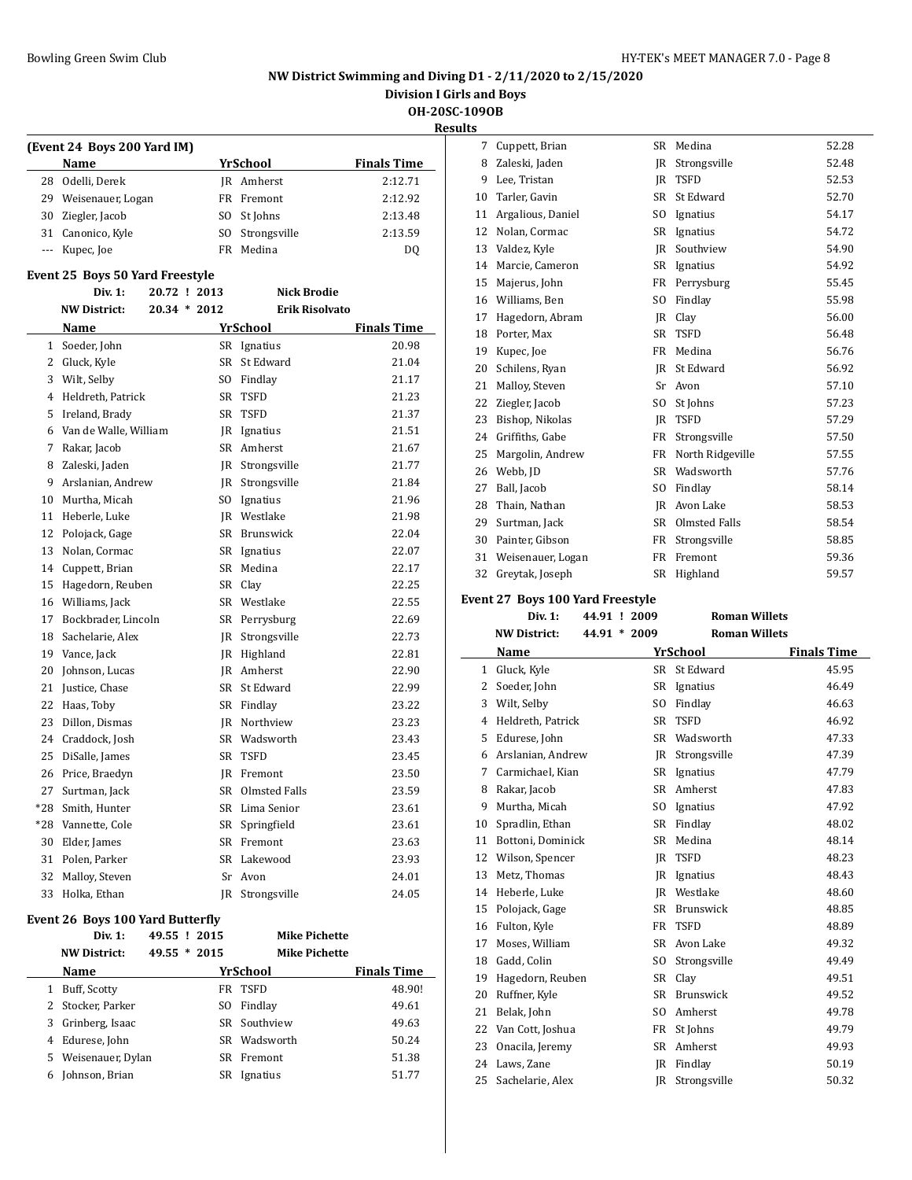# NW District Swimming and Diving D1 - 2/11/2020 to 2/15/2020

## Division I Girls and Boys

## OH-20SC-109OB

## Results

### (Event 24 Boys 200 Yard IM)

| | Name | Yr | School | Finals Time |
|---|---|---|---|---|
| 28 | Odelli, Derek | JR | Amherst | 2:12.71 |
| 29 | Weisenauer, Logan | FR | Fremont | 2:12.92 |
| 30 | Ziegler, Jacob | SO | St Johns | 2:13.48 |
| 31 | Canonico, Kyle | SO | Strongsville | 2:13.59 |
| --- | Kupec, Joe | FR | Medina | DQ |

### Event 25 Boys 50 Yard Freestyle

Div. 1: 20.72 ! 2013 Nick Brodie

NW District: 20.34 * 2012 Erik Risolvato

| | Name | Yr | School | Finals Time |
|---|---|---|---|---|
| 1 | Soeder, John | SR | Ignatius | 20.98 |
| 2 | Gluck, Kyle | SR | St Edward | 21.04 |
| 3 | Wilt, Selby | SO | Findlay | 21.17 |
| 4 | Heldreth, Patrick | SR | TSFD | 21.23 |
| 5 | Ireland, Brady | SR | TSFD | 21.37 |
| 6 | Van de Walle, William | JR | Ignatius | 21.51 |
| 7 | Rakar, Jacob | SR | Amherst | 21.67 |
| 8 | Zaleski, Jaden | JR | Strongsville | 21.77 |
| 9 | Arslanian, Andrew | JR | Strongsville | 21.84 |
| 10 | Murtha, Micah | SO | Ignatius | 21.96 |
| 11 | Heberle, Luke | JR | Westlake | 21.98 |
| 12 | Polojack, Gage | SR | Brunswick | 22.04 |
| 13 | Nolan, Cormac | SR | Ignatius | 22.07 |
| 14 | Cuppett, Brian | SR | Medina | 22.17 |
| 15 | Hagedorn, Reuben | SR | Clay | 22.25 |
| 16 | Williams, Jack | SR | Westlake | 22.55 |
| 17 | Bockbrader, Lincoln | SR | Perrysburg | 22.69 |
| 18 | Sachelarie, Alex | JR | Strongsville | 22.73 |
| 19 | Vance, Jack | JR | Highland | 22.81 |
| 20 | Johnson, Lucas | JR | Amherst | 22.90 |
| 21 | Justice, Chase | SR | St Edward | 22.99 |
| 22 | Haas, Toby | SR | Findlay | 23.22 |
| 23 | Dillon, Dismas | JR | Northview | 23.23 |
| 24 | Craddock, Josh | SR | Wadsworth | 23.43 |
| 25 | DiSalle, James | SR | TSFD | 23.45 |
| 26 | Price, Braedyn | JR | Fremont | 23.50 |
| 27 | Surtman, Jack | SR | Olmsted Falls | 23.59 |
| *28 | Smith, Hunter | SR | Lima Senior | 23.61 |
| *28 | Vannette, Cole | SR | Springfield | 23.61 |
| 30 | Elder, James | SR | Fremont | 23.63 |
| 31 | Polen, Parker | SR | Lakewood | 23.93 |
| 32 | Malloy, Steven | Sr | Avon | 24.01 |
| 33 | Holka, Ethan | JR | Strongsville | 24.05 |

### Event 26 Boys 100 Yard Butterfly

Div. 1: 49.55 ! 2015 Mike Pichette

NW District: 49.55 * 2015 Mike Pichette

| | Name | Yr | School | Finals Time |
|---|---|---|---|---|
| 1 | Buff, Scotty | FR | TSFD | 48.90! |
| 2 | Stocker, Parker | SO | Findlay | 49.61 |
| 3 | Grinberg, Isaac | SR | Southview | 49.63 |
| 4 | Edurese, John | SR | Wadsworth | 50.24 |
| 5 | Weisenauer, Dylan | SR | Fremont | 51.38 |
| 6 | Johnson, Brian | SR | Ignatius | 51.77 |
| 7 | Cuppett, Brian | SR | Medina | 52.28 |
| 8 | Zaleski, Jaden | JR | Strongsville | 52.48 |
| 9 | Lee, Tristan | JR | TSFD | 52.53 |
| 10 | Tarler, Gavin | SR | St Edward | 52.70 |
| 11 | Argalious, Daniel | SO | Ignatius | 54.17 |
| 12 | Nolan, Cormac | SR | Ignatius | 54.72 |
| 13 | Valdez, Kyle | JR | Southview | 54.90 |
| 14 | Marcie, Cameron | SR | Ignatius | 54.92 |
| 15 | Majerus, John | FR | Perrysburg | 55.45 |
| 16 | Williams, Ben | SO | Findlay | 55.98 |
| 17 | Hagedorn, Abram | JR | Clay | 56.00 |
| 18 | Porter, Max | SR | TSFD | 56.48 |
| 19 | Kupec, Joe | FR | Medina | 56.76 |
| 20 | Schilens, Ryan | JR | St Edward | 56.92 |
| 21 | Malloy, Steven | Sr | Avon | 57.10 |
| 22 | Ziegler, Jacob | SO | St Johns | 57.23 |
| 23 | Bishop, Nikolas | JR | TSFD | 57.29 |
| 24 | Griffiths, Gabe | FR | Strongsville | 57.50 |
| 25 | Margolin, Andrew | FR | North Ridgeville | 57.55 |
| 26 | Webb, JD | SR | Wadsworth | 57.76 |
| 27 | Ball, Jacob | SO | Findlay | 58.14 |
| 28 | Thain, Nathan | JR | Avon Lake | 58.53 |
| 29 | Surtman, Jack | SR | Olmsted Falls | 58.54 |
| 30 | Painter, Gibson | FR | Strongsville | 58.85 |
| 31 | Weisenauer, Logan | FR | Fremont | 59.36 |
| 32 | Greytak, Joseph | SR | Highland | 59.57 |

### Event 27 Boys 100 Yard Freestyle

Div. 1: 44.91 ! 2009 Roman Willets

NW District: 44.91 * 2009 Roman Willets

| | Name | Yr | School | Finals Time |
|---|---|---|---|---|
| 1 | Gluck, Kyle | SR | St Edward | 45.95 |
| 2 | Soeder, John | SR | Ignatius | 46.49 |
| 3 | Wilt, Selby | SO | Findlay | 46.63 |
| 4 | Heldreth, Patrick | SR | TSFD | 46.92 |
| 5 | Edurese, John | SR | Wadsworth | 47.33 |
| 6 | Arslanian, Andrew | JR | Strongsville | 47.39 |
| 7 | Carmichael, Kian | SR | Ignatius | 47.79 |
| 8 | Rakar, Jacob | SR | Amherst | 47.83 |
| 9 | Murtha, Micah | SO | Ignatius | 47.92 |
| 10 | Spradlin, Ethan | SR | Findlay | 48.02 |
| 11 | Bottoni, Dominick | SR | Medina | 48.14 |
| 12 | Wilson, Spencer | JR | TSFD | 48.23 |
| 13 | Metz, Thomas | JR | Ignatius | 48.43 |
| 14 | Heberle, Luke | JR | Westlake | 48.60 |
| 15 | Polojack, Gage | SR | Brunswick | 48.85 |
| 16 | Fulton, Kyle | FR | TSFD | 48.89 |
| 17 | Moses, William | SR | Avon Lake | 49.32 |
| 18 | Gadd, Colin | SO | Strongsville | 49.49 |
| 19 | Hagedorn, Reuben | SR | Clay | 49.51 |
| 20 | Ruffner, Kyle | SR | Brunswick | 49.52 |
| 21 | Belak, John | SO | Amherst | 49.78 |
| 22 | Van Cott, Joshua | FR | St Johns | 49.79 |
| 23 | Onacila, Jeremy | SR | Amherst | 49.93 |
| 24 | Laws, Zane | JR | Findlay | 50.19 |
| 25 | Sachelarie, Alex | JR | Strongsville | 50.32 |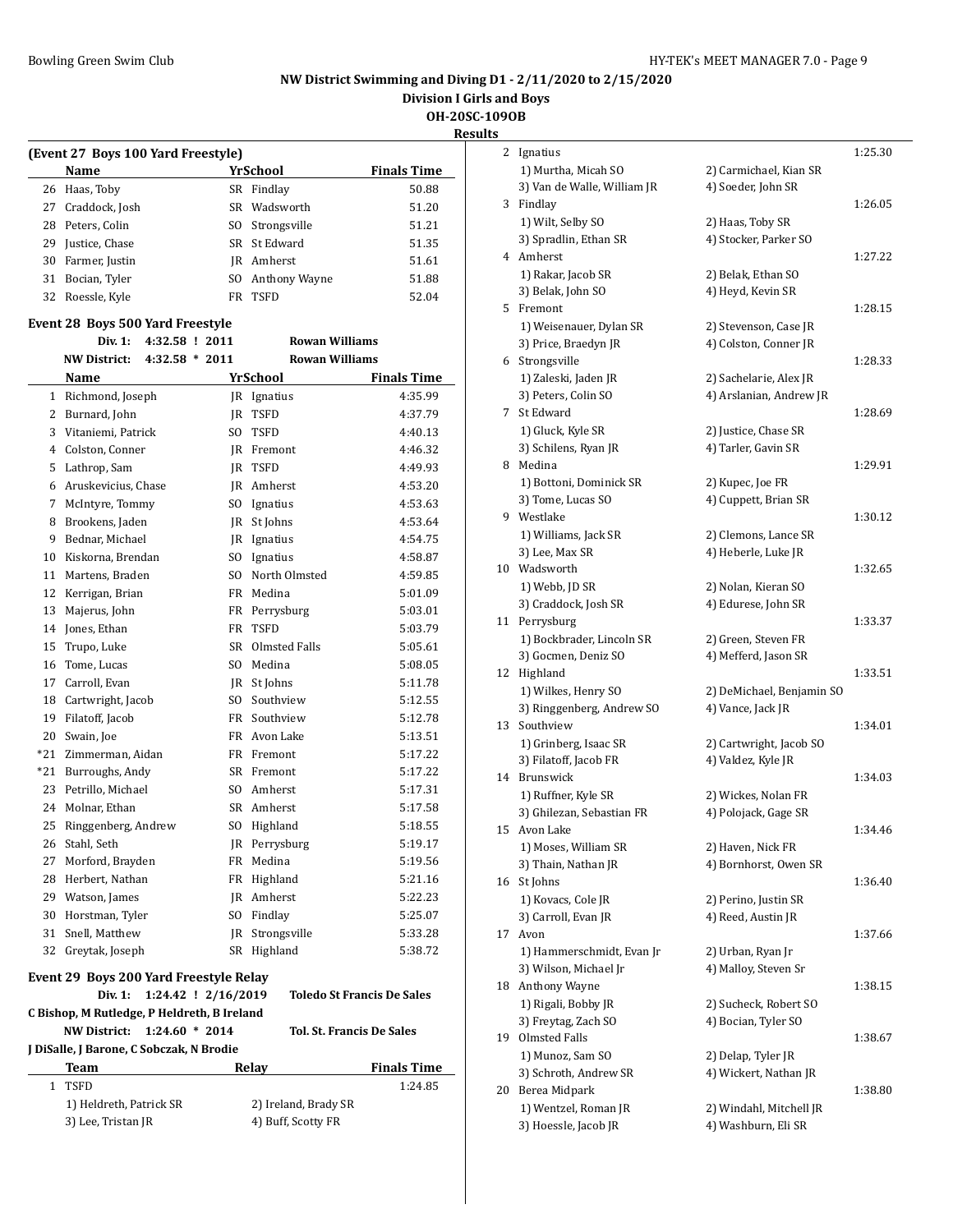# NW District Swimming and Diving D1 - 2/11/2020 to 2/15/2020

## Division I Girls and Boys

### OH-20SC-109OB

### Results

**(Event 27 Boys 100 Yard Freestyle)**

| | Name | Yr | School | Finals Time |
|---|---|---|---|---|
| 26 | Haas, Toby | SR | Findlay | 50.88 |
| 27 | Craddock, Josh | SR | Wadsworth | 51.20 |
| 28 | Peters, Colin | SO | Strongsville | 51.21 |
| 29 | Justice, Chase | SR | St Edward | 51.35 |
| 30 | Farmer, Justin | JR | Amherst | 51.61 |
| 31 | Bocian, Tyler | SO | Anthony Wayne | 51.88 |
| 32 | Roessle, Kyle | FR | TSFD | 52.04 |

**Event 28 Boys 500 Yard Freestyle**

Div. 1: 4:32.58 ! 2011 Rowan Williams

NW District: 4:32.58 * 2011 Rowan Williams

| | Name | Yr | School | Finals Time |
|---|---|---|---|---|
| 1 | Richmond, Joseph | JR | Ignatius | 4:35.99 |
| 2 | Burnard, John | JR | TSFD | 4:37.79 |
| 3 | Vitaniemi, Patrick | SO | TSFD | 4:40.13 |
| 4 | Colston, Conner | JR | Fremont | 4:46.32 |
| 5 | Lathrop, Sam | JR | TSFD | 4:49.93 |
| 6 | Aruskevicius, Chase | JR | Amherst | 4:53.20 |
| 7 | McIntyre, Tommy | SO | Ignatius | 4:53.63 |
| 8 | Brookens, Jaden | JR | St Johns | 4:53.64 |
| 9 | Bednar, Michael | JR | Ignatius | 4:54.75 |
| 10 | Kiskorna, Brendan | SO | Ignatius | 4:58.87 |
| 11 | Martens, Braden | SO | North Olmsted | 4:59.85 |
| 12 | Kerrigan, Brian | FR | Medina | 5:01.09 |
| 13 | Majerus, John | FR | Perrysburg | 5:03.01 |
| 14 | Jones, Ethan | FR | TSFD | 5:03.79 |
| 15 | Trupo, Luke | SR | Olmsted Falls | 5:05.61 |
| 16 | Tome, Lucas | SO | Medina | 5:08.05 |
| 17 | Carroll, Evan | JR | St Johns | 5:11.78 |
| 18 | Cartwright, Jacob | SO | Southview | 5:12.55 |
| 19 | Filatoff, Jacob | FR | Southview | 5:12.78 |
| 20 | Swain, Joe | FR | Avon Lake | 5:13.51 |
| *21 | Zimmerman, Aidan | FR | Fremont | 5:17.22 |
| *21 | Burroughs, Andy | SR | Fremont | 5:17.22 |
| 23 | Petrillo, Michael | SO | Amherst | 5:17.31 |
| 24 | Molnar, Ethan | SR | Amherst | 5:17.58 |
| 25 | Ringgenberg, Andrew | SO | Highland | 5:18.55 |
| 26 | Stahl, Seth | JR | Perrysburg | 5:19.17 |
| 27 | Morford, Brayden | FR | Medina | 5:19.56 |
| 28 | Herbert, Nathan | FR | Highland | 5:21.16 |
| 29 | Watson, James | JR | Amherst | 5:22.23 |
| 30 | Horstman, Tyler | SO | Findlay | 5:25.07 |
| 31 | Snell, Matthew | JR | Strongsville | 5:33.28 |
| 32 | Greytak, Joseph | SR | Highland | 5:38.72 |

**Event 29 Boys 200 Yard Freestyle Relay**

Div. 1: 1:24.42 ! 2/16/2019 Toledo St Francis De Sales

C Bishop, M Rutledge, P Heldreth, B Ireland

NW District: 1:24.60 * 2014 Tol. St. Francis De Sales

J DiSalle, J Barone, C Sobczak, N Brodie

| | Team | Relay | | Finals Time |
|---|---|---|---|---|
| 1 | TSFD | | | 1:24.85 |
| | 1) Heldreth, Patrick SR | 2) Ireland, Brady SR | | |
| | 3) Lee, Tristan JR | 4) Buff, Scotty FR | | |
| 2 | Ignatius | | | 1:25.30 |
| | 1) Murtha, Micah SO | 2) Carmichael, Kian SR | | |
| | 3) Van de Walle, William JR | 4) Soeder, John SR | | |
| 3 | Findlay | | | 1:26.05 |
| | 1) Wilt, Selby SO | 2) Haas, Toby SR | | |
| | 3) Spradlin, Ethan SR | 4) Stocker, Parker SO | | |
| 4 | Amherst | | | 1:27.22 |
| | 1) Rakar, Jacob SR | 2) Belak, Ethan SO | | |
| | 3) Belak, John SO | 4) Heyd, Kevin SR | | |
| 5 | Fremont | | | 1:28.15 |
| | 1) Weisenauer, Dylan SR | 2) Stevenson, Case JR | | |
| | 3) Price, Braedyn JR | 4) Colston, Conner JR | | |
| 6 | Strongsville | | | 1:28.33 |
| | 1) Zaleski, Jaden JR | 2) Sachelarie, Alex JR | | |
| | 3) Peters, Colin SO | 4) Arslanian, Andrew JR | | |
| 7 | St Edward | | | 1:28.69 |
| | 1) Gluck, Kyle SR | 2) Justice, Chase SR | | |
| | 3) Schilens, Ryan JR | 4) Tarler, Gavin SR | | |
| 8 | Medina | | | 1:29.91 |
| | 1) Bottoni, Dominick SR | 2) Kupec, Joe FR | | |
| | 3) Tome, Lucas SO | 4) Cuppett, Brian SR | | |
| 9 | Westlake | | | 1:30.12 |
| | 1) Williams, Jack SR | 2) Clemons, Lance SR | | |
| | 3) Lee, Max SR | 4) Heberle, Luke JR | | |
| 10 | Wadsworth | | | 1:32.65 |
| | 1) Webb, JD SR | 2) Nolan, Kieran SO | | |
| | 3) Craddock, Josh SR | 4) Edurese, John SR | | |
| 11 | Perrysburg | | | 1:33.37 |
| | 1) Bockbrader, Lincoln SR | 2) Green, Steven FR | | |
| | 3) Gocmen, Deniz SO | 4) Mefferd, Jason SR | | |
| 12 | Highland | | | 1:33.51 |
| | 1) Wilkes, Henry SO | 2) DeMichael, Benjamin SO | | |
| | 3) Ringgenberg, Andrew SO | 4) Vance, Jack JR | | |
| 13 | Southview | | | 1:34.01 |
| | 1) Grinberg, Isaac SR | 2) Cartwright, Jacob SO | | |
| | 3) Filatoff, Jacob FR | 4) Valdez, Kyle JR | | |
| 14 | Brunswick | | | 1:34.03 |
| | 1) Ruffner, Kyle SR | 2) Wickes, Nolan FR | | |
| | 3) Ghilezan, Sebastian FR | 4) Polojack, Gage SR | | |
| 15 | Avon Lake | | | 1:34.46 |
| | 1) Moses, William SR | 2) Haven, Nick FR | | |
| | 3) Thain, Nathan JR | 4) Bornhorst, Owen SR | | |
| 16 | St Johns | | | 1:36.40 |
| | 1) Kovacs, Cole JR | 2) Perino, Justin SR | | |
| | 3) Carroll, Evan JR | 4) Reed, Austin JR | | |
| 17 | Avon | | | 1:37.66 |
| | 1) Hammerschmidt, Evan Jr | 2) Urban, Ryan Jr | | |
| | 3) Wilson, Michael Jr | 4) Malloy, Steven Sr | | |
| 18 | Anthony Wayne | | | 1:38.15 |
| | 1) Rigali, Bobby JR | 2) Sucheck, Robert SO | | |
| | 3) Freytag, Zach SO | 4) Bocian, Tyler SO | | |
| 19 | Olmsted Falls | | | 1:38.67 |
| | 1) Munoz, Sam SO | 2) Delap, Tyler JR | | |
| | 3) Schroth, Andrew SR | 4) Wickert, Nathan JR | | |
| 20 | Berea Midpark | | | 1:38.80 |
| | 1) Wentzel, Roman JR | 2) Windahl, Mitchell JR | | |
| | 3) Hoessle, Jacob JR | 4) Washburn, Eli SR | | |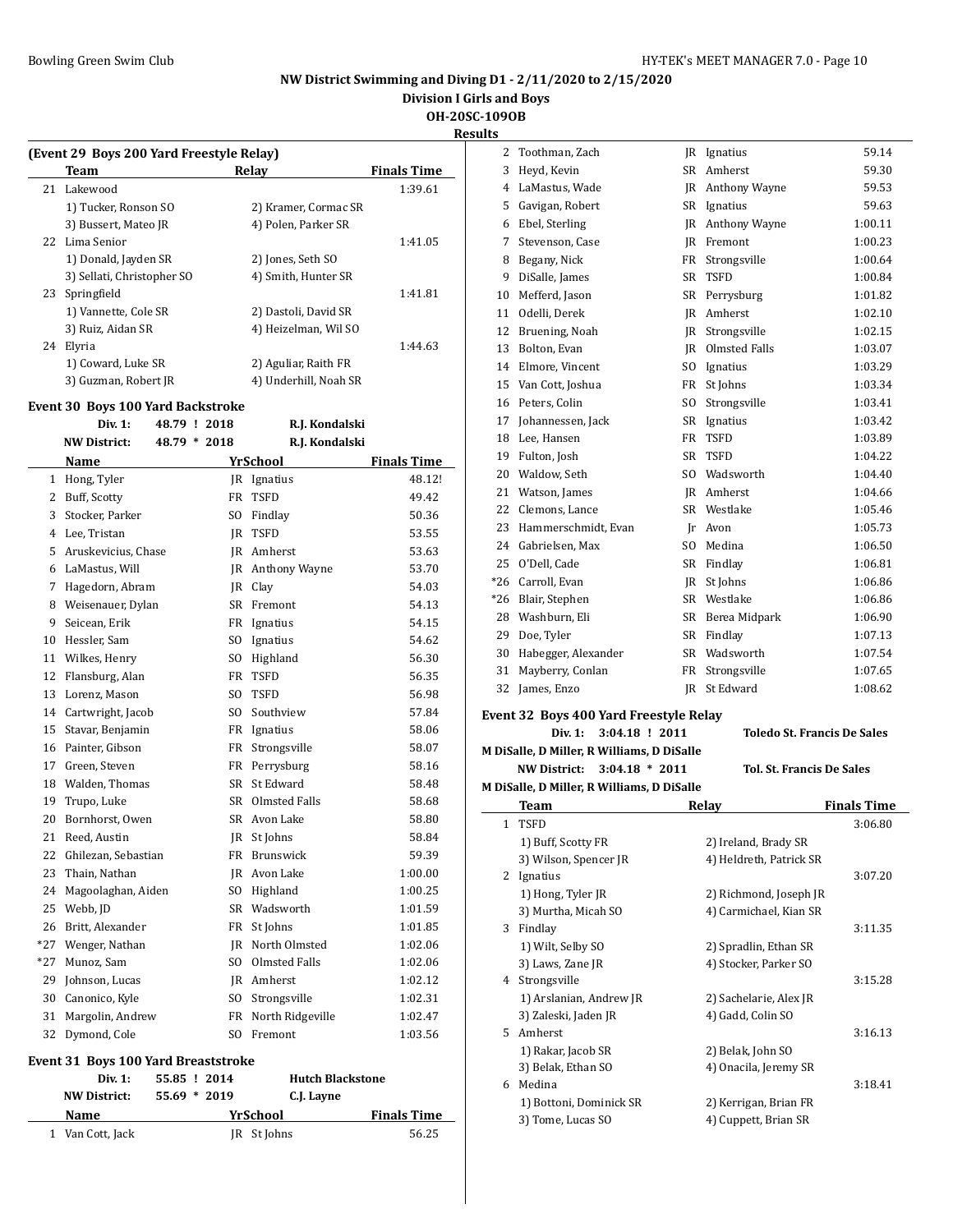**NW District Swimming and Diving D1 - 2/11/2020 to 2/15/2020**

**Division I Girls and Boys**

**OH-20SC-109OB**

**Results**

### (Event 29 Boys 200 Yard Freestyle Relay)

| | Team | Relay | | Finals Time |
|---|---|---|---|---|
| 21 | Lakewood | | | 1:39.61 |
| | 1) Tucker, Ronson SO | | 2) Kramer, Cormac SR | |
| | 3) Bussert, Mateo JR | | 4) Polen, Parker SR | |
| 22 | Lima Senior | | | 1:41.05 |
| | 1) Donald, Jayden SR | | 2) Jones, Seth SO | |
| | 3) Sellati, Christopher SO | | 4) Smith, Hunter SR | |
| 23 | Springfield | | | 1:41.81 |
| | 1) Vannette, Cole SR | | 2) Dastoli, David SR | |
| | 3) Ruiz, Aidan SR | | 4) Heizelman, Wil SO | |
| 24 | Elyria | | | 1:44.63 |
| | 1) Coward, Luke SR | | 2) Aguliar, Raith FR | |
| | 3) Guzman, Robert JR | | 4) Underhill, Noah SR | |

### Event 30 Boys 100 Yard Backstroke

Div. 1: 48.79 ! 2018 R.J. Kondalski

NW District: 48.79 * 2018 R.J. Kondalski

| | Name | Yr | School | Finals Time |
|---|---|---|---|---|
| 1 | Hong, Tyler | JR | Ignatius | 48.12! |
| 2 | Buff, Scotty | FR | TSFD | 49.42 |
| 3 | Stocker, Parker | SO | Findlay | 50.36 |
| 4 | Lee, Tristan | JR | TSFD | 53.55 |
| 5 | Aruskevicius, Chase | JR | Amherst | 53.63 |
| 6 | LaMastus, Will | JR | Anthony Wayne | 53.70 |
| 7 | Hagedorn, Abram | JR | Clay | 54.03 |
| 8 | Weisenauer, Dylan | SR | Fremont | 54.13 |
| 9 | Seicean, Erik | FR | Ignatius | 54.15 |
| 10 | Hessler, Sam | SO | Ignatius | 54.62 |
| 11 | Wilkes, Henry | SO | Highland | 56.30 |
| 12 | Flansburg, Alan | FR | TSFD | 56.35 |
| 13 | Lorenz, Mason | SO | TSFD | 56.98 |
| 14 | Cartwright, Jacob | SO | Southview | 57.84 |
| 15 | Stavar, Benjamin | FR | Ignatius | 58.06 |
| 16 | Painter, Gibson | FR | Strongsville | 58.07 |
| 17 | Green, Steven | FR | Perrysburg | 58.16 |
| 18 | Walden, Thomas | SR | St Edward | 58.48 |
| 19 | Trupo, Luke | SR | Olmsted Falls | 58.68 |
| 20 | Bornhorst, Owen | SR | Avon Lake | 58.80 |
| 21 | Reed, Austin | JR | St Johns | 58.84 |
| 22 | Ghilezan, Sebastian | FR | Brunswick | 59.39 |
| 23 | Thain, Nathan | JR | Avon Lake | 1:00.00 |
| 24 | Magoolaghan, Aiden | SO | Highland | 1:00.25 |
| 25 | Webb, JD | SR | Wadsworth | 1:01.59 |
| 26 | Britt, Alexander | FR | St Johns | 1:01.85 |
| *27 | Wenger, Nathan | JR | North Olmsted | 1:02.06 |
| *27 | Munoz, Sam | SO | Olmsted Falls | 1:02.06 |
| 29 | Johnson, Lucas | JR | Amherst | 1:02.12 |
| 30 | Canonico, Kyle | SO | Strongsville | 1:02.31 |
| 31 | Margolin, Andrew | FR | North Ridgeville | 1:02.47 |
| 32 | Dymond, Cole | SO | Fremont | 1:03.56 |

### Event 31 Boys 100 Yard Breaststroke

Div. 1: 55.85 ! 2014 Hutch Blackstone

NW District: 55.69 * 2019 C.J. Layne

| | Name | Yr | School | Finals Time |
|---|---|---|---|---|
| 1 | Van Cott, Jack | JR | St Johns | 56.25 |
| 2 | Toothman, Zach | JR | Ignatius | 59.14 |
| 3 | Heyd, Kevin | SR | Amherst | 59.30 |
| 4 | LaMastus, Wade | JR | Anthony Wayne | 59.53 |
| 5 | Gavigan, Robert | SR | Ignatius | 59.63 |
| 6 | Ebel, Sterling | JR | Anthony Wayne | 1:00.11 |
| 7 | Stevenson, Case | JR | Fremont | 1:00.23 |
| 8 | Begany, Nick | FR | Strongsville | 1:00.64 |
| 9 | DiSalle, James | SR | TSFD | 1:00.84 |
| 10 | Mefferd, Jason | SR | Perrysburg | 1:01.82 |
| 11 | Odelli, Derek | JR | Amherst | 1:02.10 |
| 12 | Bruening, Noah | JR | Strongsville | 1:02.15 |
| 13 | Bolton, Evan | JR | Olmsted Falls | 1:03.07 |
| 14 | Elmore, Vincent | SO | Ignatius | 1:03.29 |
| 15 | Van Cott, Joshua | FR | St Johns | 1:03.34 |
| 16 | Peters, Colin | SO | Strongsville | 1:03.41 |
| 17 | Johannessen, Jack | SR | Ignatius | 1:03.42 |
| 18 | Lee, Hansen | FR | TSFD | 1:03.89 |
| 19 | Fulton, Josh | SR | TSFD | 1:04.22 |
| 20 | Waldow, Seth | SO | Wadsworth | 1:04.40 |
| 21 | Watson, James | JR | Amherst | 1:04.66 |
| 22 | Clemons, Lance | SR | Westlake | 1:05.46 |
| 23 | Hammerschmidt, Evan | Jr | Avon | 1:05.73 |
| 24 | Gabrielsen, Max | SO | Medina | 1:06.50 |
| 25 | O'Dell, Cade | SR | Findlay | 1:06.81 |
| *26 | Carroll, Evan | JR | St Johns | 1:06.86 |
| *26 | Blair, Stephen | SR | Westlake | 1:06.86 |
| 28 | Washburn, Eli | SR | Berea Midpark | 1:06.90 |
| 29 | Doe, Tyler | SR | Findlay | 1:07.13 |
| 30 | Habegger, Alexander | SR | Wadsworth | 1:07.54 |
| 31 | Mayberry, Conlan | FR | Strongsville | 1:07.65 |
| 32 | James, Enzo | JR | St Edward | 1:08.62 |

### Event 32 Boys 400 Yard Freestyle Relay

Div. 1: 3:04.18 ! 2011 Toledo St. Francis De Sales

M DiSalle, D Miller, R Williams, D DiSalle

NW District: 3:04.18 * 2011 Tol. St. Francis De Sales

M DiSalle, D Miller, R Williams, D DiSalle

| | Team | Relay | | Finals Time |
|---|---|---|---|---|
| 1 | TSFD | | | 3:06.80 |
| | 1) Buff, Scotty FR | | 2) Ireland, Brady SR | |
| | 3) Wilson, Spencer JR | | 4) Heldreth, Patrick SR | |
| 2 | Ignatius | | | 3:07.20 |
| | 1) Hong, Tyler JR | | 2) Richmond, Joseph JR | |
| | 3) Murtha, Micah SO | | 4) Carmichael, Kian SR | |
| 3 | Findlay | | | 3:11.35 |
| | 1) Wilt, Selby SO | | 2) Spradlin, Ethan SR | |
| | 3) Laws, Zane JR | | 4) Stocker, Parker SO | |
| 4 | Strongsville | | | 3:15.28 |
| | 1) Arslanian, Andrew JR | | 2) Sachelarie, Alex JR | |
| | 3) Zaleski, Jaden JR | | 4) Gadd, Colin SO | |
| 5 | Amherst | | | 3:16.13 |
| | 1) Rakar, Jacob SR | | 2) Belak, John SO | |
| | 3) Belak, Ethan SO | | 4) Onacila, Jeremy SR | |
| 6 | Medina | | | 3:18.41 |
| | 1) Bottoni, Dominick SR | | 2) Kerrigan, Brian FR | |
| | 3) Tome, Lucas SO | | 4) Cuppett, Brian SR | |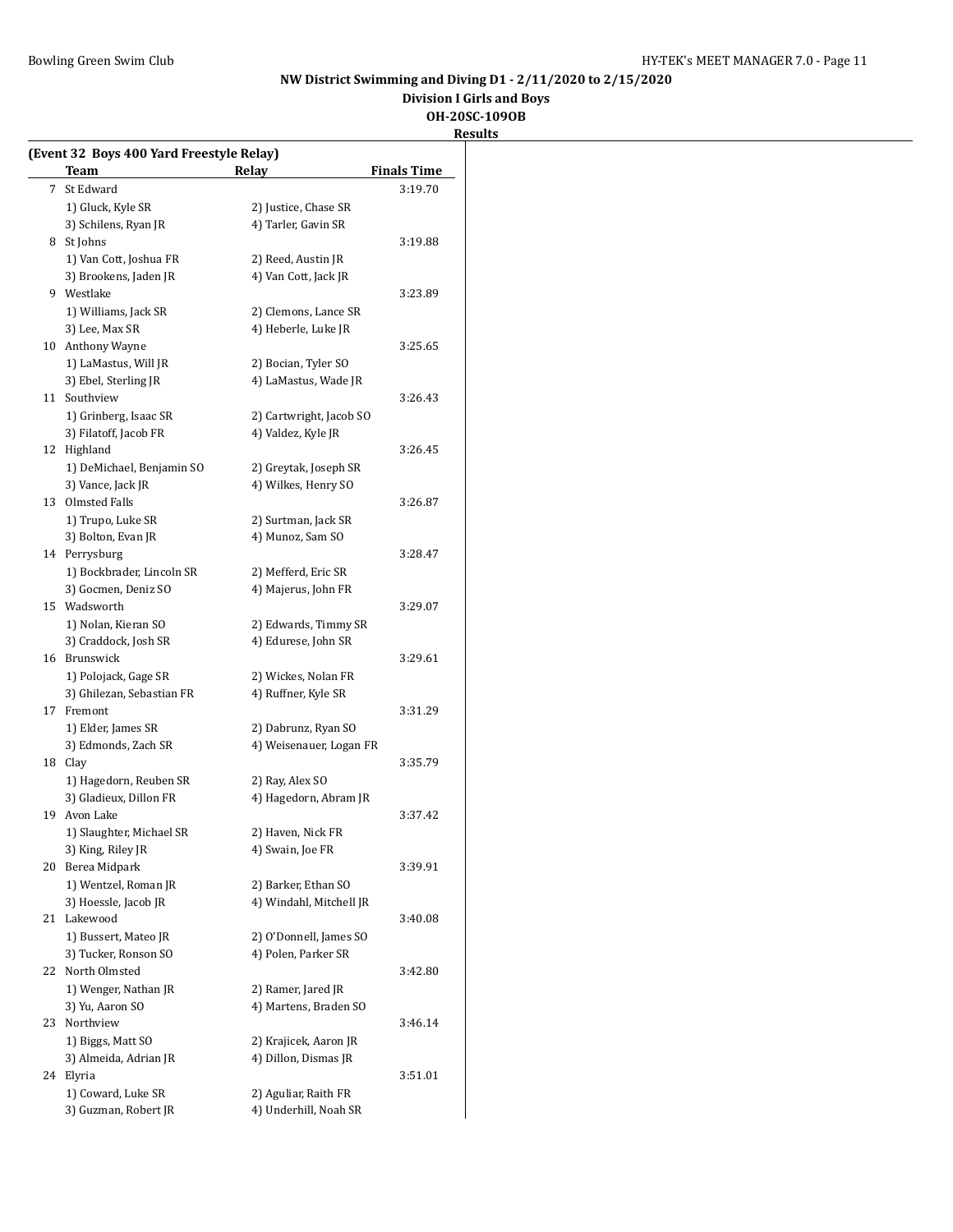**NW District Swimming and Diving D1 - 2/11/2020 to 2/15/2020**

**Division I Girls and Boys**

**OH-20SC-109OB**

**Results**

**(Event 32 Boys 400 Yard Freestyle Relay)**

| | Team | Relay | Finals Time |
|---|---|---|---|
| 7 | St Edward | | 3:19.70 |
| | 1) Gluck, Kyle SR | 2) Justice, Chase SR | |
| | 3) Schilens, Ryan JR | 4) Tarler, Gavin SR | |
| 8 | St Johns | | 3:19.88 |
| | 1) Van Cott, Joshua FR | 2) Reed, Austin JR | |
| | 3) Brookens, Jaden JR | 4) Van Cott, Jack JR | |
| 9 | Westlake | | 3:23.89 |
| | 1) Williams, Jack SR | 2) Clemons, Lance SR | |
| | 3) Lee, Max SR | 4) Heberle, Luke JR | |
| 10 | Anthony Wayne | | 3:25.65 |
| | 1) LaMastus, Will JR | 2) Bocian, Tyler SO | |
| | 3) Ebel, Sterling JR | 4) LaMastus, Wade JR | |
| 11 | Southview | | 3:26.43 |
| | 1) Grinberg, Isaac SR | 2) Cartwright, Jacob SO | |
| | 3) Filatoff, Jacob FR | 4) Valdez, Kyle JR | |
| 12 | Highland | | 3:26.45 |
| | 1) DeMichael, Benjamin SO | 2) Greytak, Joseph SR | |
| | 3) Vance, Jack JR | 4) Wilkes, Henry SO | |
| 13 | Olmsted Falls | | 3:26.87 |
| | 1) Trupo, Luke SR | 2) Surtman, Jack SR | |
| | 3) Bolton, Evan JR | 4) Munoz, Sam SO | |
| 14 | Perrysburg | | 3:28.47 |
| | 1) Bockbrader, Lincoln SR | 2) Mefferd, Eric SR | |
| | 3) Gocmen, Deniz SO | 4) Majerus, John FR | |
| 15 | Wadsworth | | 3:29.07 |
| | 1) Nolan, Kieran SO | 2) Edwards, Timmy SR | |
| | 3) Craddock, Josh SR | 4) Edurese, John SR | |
| 16 | Brunswick | | 3:29.61 |
| | 1) Polojack, Gage SR | 2) Wickes, Nolan FR | |
| | 3) Ghilezan, Sebastian FR | 4) Ruffner, Kyle SR | |
| 17 | Fremont | | 3:31.29 |
| | 1) Elder, James SR | 2) Dabrunz, Ryan SO | |
| | 3) Edmonds, Zach SR | 4) Weisenauer, Logan FR | |
| 18 | Clay | | 3:35.79 |
| | 1) Hagedorn, Reuben SR | 2) Ray, Alex SO | |
| | 3) Gladieux, Dillon FR | 4) Hagedorn, Abram JR | |
| 19 | Avon Lake | | 3:37.42 |
| | 1) Slaughter, Michael SR | 2) Haven, Nick FR | |
| | 3) King, Riley JR | 4) Swain, Joe FR | |
| 20 | Berea Midpark | | 3:39.91 |
| | 1) Wentzel, Roman JR | 2) Barker, Ethan SO | |
| | 3) Hoessle, Jacob JR | 4) Windahl, Mitchell JR | |
| 21 | Lakewood | | 3:40.08 |
| | 1) Bussert, Mateo JR | 2) O'Donnell, James SO | |
| | 3) Tucker, Ronson SO | 4) Polen, Parker SR | |
| 22 | North Olmsted | | 3:42.80 |
| | 1) Wenger, Nathan JR | 2) Ramer, Jared JR | |
| | 3) Yu, Aaron SO | 4) Martens, Braden SO | |
| 23 | Northview | | 3:46.14 |
| | 1) Biggs, Matt SO | 2) Krajicek, Aaron JR | |
| | 3) Almeida, Adrian JR | 4) Dillon, Dismas JR | |
| 24 | Elyria | | 3:51.01 |
| | 1) Coward, Luke SR | 2) Aguliar, Raith FR | |
| | 3) Guzman, Robert JR | 4) Underhill, Noah SR | |